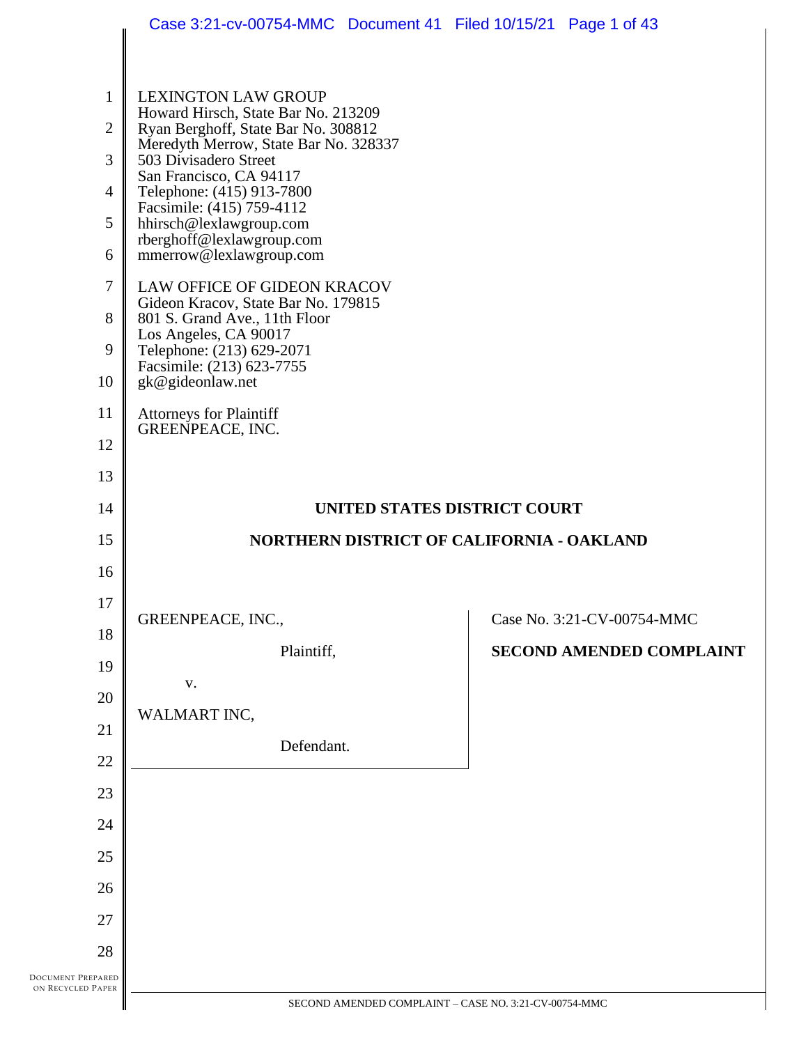LEXINGTON LAW GROUP
Howard Hirsch, State Bar No. 213209
Ryan Berghoff, State Bar No. 308812
Meredyth Merrow, State Bar No. 328337
503 Divisadero Street
San Francisco, CA 94117
Telephone: (415) 913-7800
Facsimile: (415) 759-4112
hhirsch@lexlawgroup.com
rberghoff@lexlawgroup.com
mmerrow@lexlawgroup.com

LAW OFFICE OF GIDEON KRACOV
Gideon Kracov, State Bar No. 179815
801 S. Grand Ave., 11th Floor
Los Angeles, CA 90017
Telephone: (213) 629-2071
Facsimile: (213) 623-7755
gk@gideonlaw.net

Attorneys for Plaintiff
GREENPEACE, INC.

**UNITED STATES DISTRICT COURT**

**NORTHERN DISTRICT OF CALIFORNIA - OAKLAND**

| | |
|---|---|
| GREENPEACE, INC.,<br><br>Plaintiff,<br><br>v.<br><br>WALMART INC,<br><br>Defendant. | Case No. 3:21-CV-00754-MMC<br><br>**SECOND AMENDED COMPLAINT** |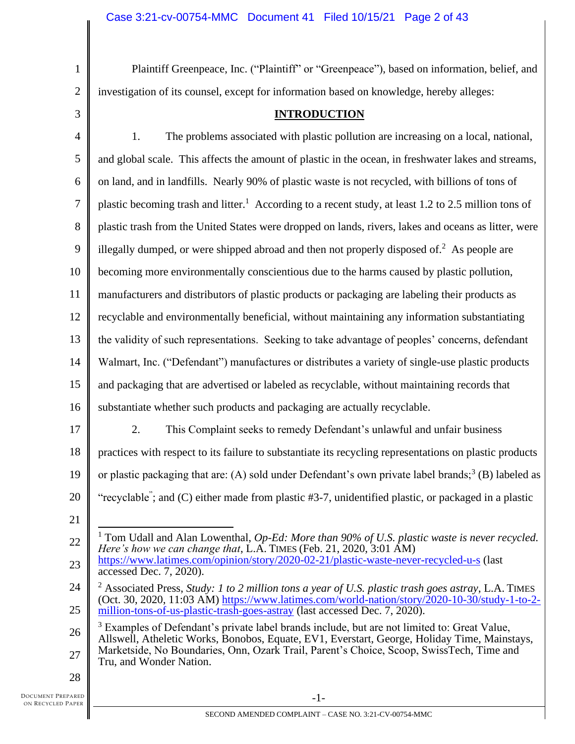Plaintiff Greenpeace, Inc. ("Plaintiff" or "Greenpeace"), based on information, belief, and investigation of its counsel, except for information based on knowledge, hereby alleges:

## INTRODUCTION

1. The problems associated with plastic pollution are increasing on a local, national, and global scale. This affects the amount of plastic in the ocean, in freshwater lakes and streams, on land, and in landfills. Nearly 90% of plastic waste is not recycled, with billions of tons of plastic becoming trash and litter.[1] According to a recent study, at least 1.2 to 2.5 million tons of plastic trash from the United States were dropped on lands, rivers, lakes and oceans as litter, were illegally dumped, or were shipped abroad and then not properly disposed of.[2] As people are becoming more environmentally conscientious due to the harms caused by plastic pollution, manufacturers and distributors of plastic products or packaging are labeling their products as recyclable and environmentally beneficial, without maintaining any information substantiating the validity of such representations. Seeking to take advantage of peoples' concerns, defendant Walmart, Inc. ("Defendant") manufactures or distributes a variety of single-use plastic products and packaging that are advertised or labeled as recyclable, without maintaining records that substantiate whether such products and packaging are actually recyclable.

2. This Complaint seeks to remedy Defendant's unlawful and unfair business practices with respect to its failure to substantiate its recycling representations on plastic products or plastic packaging that are: (A) sold under Defendant's own private label brands;[3] (B) labeled as "recyclable"; and (C) either made from plastic #3-7, unidentified plastic, or packaged in a plastic

---

[1] Tom Udall and Alan Lowenthal, *Op-Ed: More than 90% of U.S. plastic waste is never recycled. Here's how we can change that*, L.A. TIMES (Feb. 21, 2020, 3:01 AM) https://www.latimes.com/opinion/story/2020-02-21/plastic-waste-never-recycled-u-s (last accessed Dec. 7, 2020).

[2] Associated Press, *Study: 1 to 2 million tons a year of U.S. plastic trash goes astray*, L.A. TIMES (Oct. 30, 2020, 11:03 AM) https://www.latimes.com/world-nation/story/2020-10-30/study-1-to-2-million-tons-of-us-plastic-trash-goes-astray (last accessed Dec. 7, 2020).

[3] Examples of Defendant's private label brands include, but are not limited to: Great Value, Allswell, Atheletic Works, Bonobos, Equate, EV1, Everstart, George, Holiday Time, Mainstays, Marketside, No Boundaries, Onn, Ozark Trail, Parent's Choice, Scoop, SwissTech, Time and Tru, and Wonder Nation.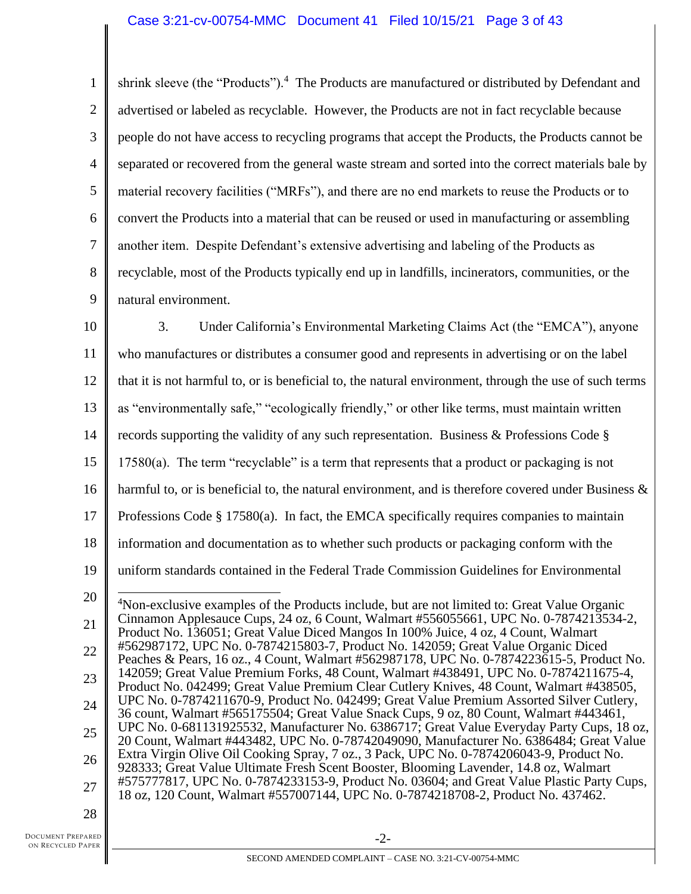shrink sleeve (the "Products").[4] The Products are manufactured or distributed by Defendant and advertised or labeled as recyclable. However, the Products are not in fact recyclable because people do not have access to recycling programs that accept the Products, the Products cannot be separated or recovered from the general waste stream and sorted into the correct materials bale by material recovery facilities ("MRFs"), and there are no end markets to reuse the Products or to convert the Products into a material that can be reused or used in manufacturing or assembling another item. Despite Defendant's extensive advertising and labeling of the Products as recyclable, most of the Products typically end up in landfills, incinerators, communities, or the natural environment.

3. Under California's Environmental Marketing Claims Act (the "EMCA"), anyone who manufactures or distributes a consumer good and represents in advertising or on the label that it is not harmful to, or is beneficial to, the natural environment, through the use of such terms as "environmentally safe," "ecologically friendly," or other like terms, must maintain written records supporting the validity of any such representation. Business & Professions Code § 17580(a). The term "recyclable" is a term that represents that a product or packaging is not harmful to, or is beneficial to, the natural environment, and is therefore covered under Business & Professions Code § 17580(a). In fact, the EMCA specifically requires companies to maintain information and documentation as to whether such products or packaging conform with the uniform standards contained in the Federal Trade Commission Guidelines for Environmental

---

[4]Non-exclusive examples of the Products include, but are not limited to: Great Value Organic Cinnamon Applesauce Cups, 24 oz, 6 Count, Walmart #556055661, UPC No. 0-7874213534-2, Product No. 136051; Great Value Diced Mangos In 100% Juice, 4 oz, 4 Count, Walmart #562987172, UPC No. 0-7874215803-7, Product No. 142059; Great Value Organic Diced Peaches & Pears, 16 oz., 4 Count, Walmart #562987178, UPC No. 0-7874223615-5, Product No. 142059; Great Value Premium Forks, 48 Count, Walmart #438491, UPC No. 0-7874211675-4, Product No. 042499; Great Value Premium Clear Cutlery Knives, 48 Count, Walmart #438505, UPC No. 0-7874211670-9, Product No. 042499; Great Value Premium Assorted Silver Cutlery, 36 count, Walmart #565175504; Great Value Snack Cups, 9 oz, 80 Count, Walmart #443461, UPC No. 0-681131925532, Manufacturer No. 6386717; Great Value Everyday Party Cups, 18 oz, 20 Count, Walmart #443482, UPC No. 0-78742049090, Manufacturer No. 6386484; Great Value Extra Virgin Olive Oil Cooking Spray, 7 oz., 3 Pack, UPC No. 0-7874206043-9, Product No. 928333; Great Value Ultimate Fresh Scent Booster, Blooming Lavender, 14.8 oz, Walmart #575777817, UPC No. 0-7874233153-9, Product No. 03604; and Great Value Plastic Party Cups, 18 oz, 120 Count, Walmart #557007144, UPC No. 0-7874218708-2, Product No. 437462.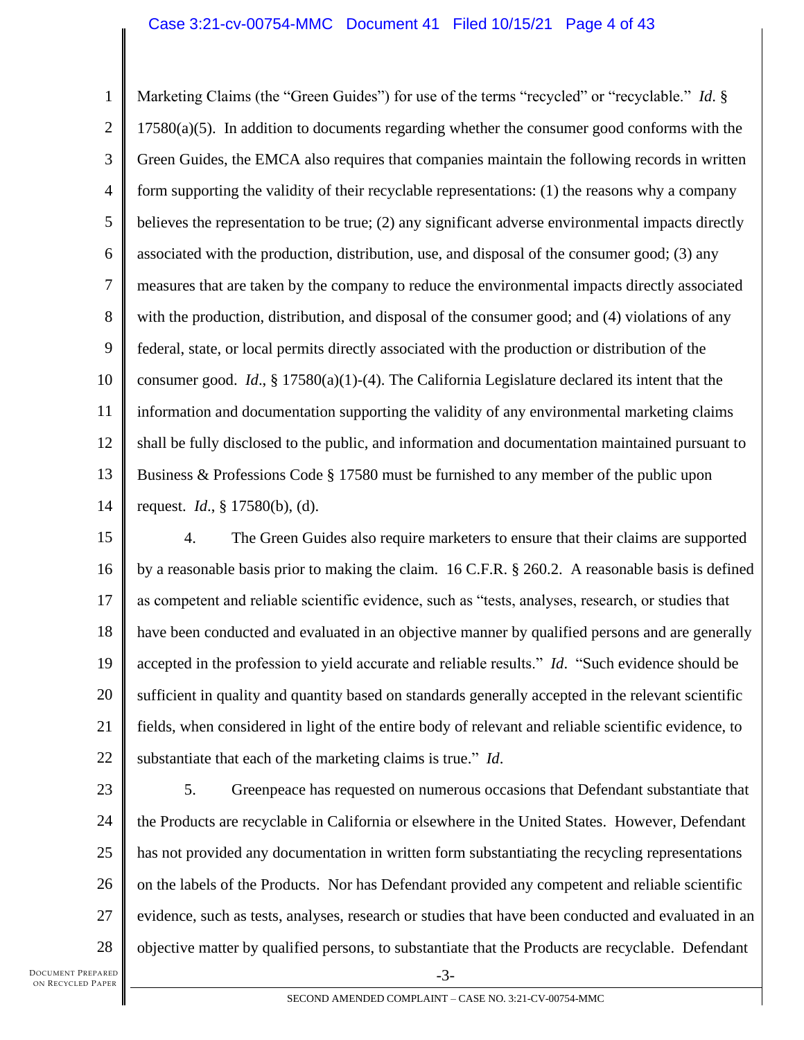Marketing Claims (the "Green Guides") for use of the terms "recycled" or "recyclable." *Id*. § 17580(a)(5). In addition to documents regarding whether the consumer good conforms with the Green Guides, the EMCA also requires that companies maintain the following records in written form supporting the validity of their recyclable representations: (1) the reasons why a company believes the representation to be true; (2) any significant adverse environmental impacts directly associated with the production, distribution, use, and disposal of the consumer good; (3) any measures that are taken by the company to reduce the environmental impacts directly associated with the production, distribution, and disposal of the consumer good; and (4) violations of any federal, state, or local permits directly associated with the production or distribution of the consumer good. *Id*., § 17580(a)(1)-(4). The California Legislature declared its intent that the information and documentation supporting the validity of any environmental marketing claims shall be fully disclosed to the public, and information and documentation maintained pursuant to Business & Professions Code § 17580 must be furnished to any member of the public upon request. *Id*., § 17580(b), (d).

4. The Green Guides also require marketers to ensure that their claims are supported by a reasonable basis prior to making the claim. 16 C.F.R. § 260.2. A reasonable basis is defined as competent and reliable scientific evidence, such as "tests, analyses, research, or studies that have been conducted and evaluated in an objective manner by qualified persons and are generally accepted in the profession to yield accurate and reliable results." *Id*. "Such evidence should be sufficient in quality and quantity based on standards generally accepted in the relevant scientific fields, when considered in light of the entire body of relevant and reliable scientific evidence, to substantiate that each of the marketing claims is true." *Id*.

5. Greenpeace has requested on numerous occasions that Defendant substantiate that the Products are recyclable in California or elsewhere in the United States. However, Defendant has not provided any documentation in written form substantiating the recycling representations on the labels of the Products. Nor has Defendant provided any competent and reliable scientific evidence, such as tests, analyses, research or studies that have been conducted and evaluated in an objective matter by qualified persons, to substantiate that the Products are recyclable. Defendant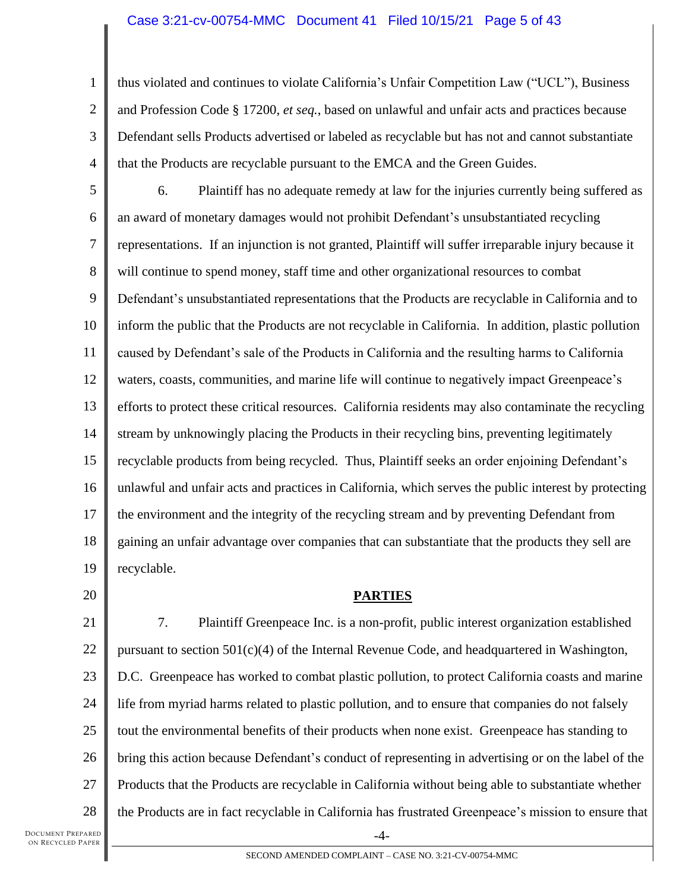thus violated and continues to violate California's Unfair Competition Law ("UCL"), Business and Profession Code § 17200, *et seq.*, based on unlawful and unfair acts and practices because Defendant sells Products advertised or labeled as recyclable but has not and cannot substantiate that the Products are recyclable pursuant to the EMCA and the Green Guides.

6. Plaintiff has no adequate remedy at law for the injuries currently being suffered as an award of monetary damages would not prohibit Defendant's unsubstantiated recycling representations. If an injunction is not granted, Plaintiff will suffer irreparable injury because it will continue to spend money, staff time and other organizational resources to combat Defendant's unsubstantiated representations that the Products are recyclable in California and to inform the public that the Products are not recyclable in California. In addition, plastic pollution caused by Defendant's sale of the Products in California and the resulting harms to California waters, coasts, communities, and marine life will continue to negatively impact Greenpeace's efforts to protect these critical resources. California residents may also contaminate the recycling stream by unknowingly placing the Products in their recycling bins, preventing legitimately recyclable products from being recycled. Thus, Plaintiff seeks an order enjoining Defendant's unlawful and unfair acts and practices in California, which serves the public interest by protecting the environment and the integrity of the recycling stream and by preventing Defendant from gaining an unfair advantage over companies that can substantiate that the products they sell are recyclable.

## PARTIES

7. Plaintiff Greenpeace Inc. is a non-profit, public interest organization established pursuant to section 501(c)(4) of the Internal Revenue Code, and headquartered in Washington, D.C. Greenpeace has worked to combat plastic pollution, to protect California coasts and marine life from myriad harms related to plastic pollution, and to ensure that companies do not falsely tout the environmental benefits of their products when none exist. Greenpeace has standing to bring this action because Defendant's conduct of representing in advertising or on the label of the Products that the Products are recyclable in California without being able to substantiate whether the Products are in fact recyclable in California has frustrated Greenpeace's mission to ensure that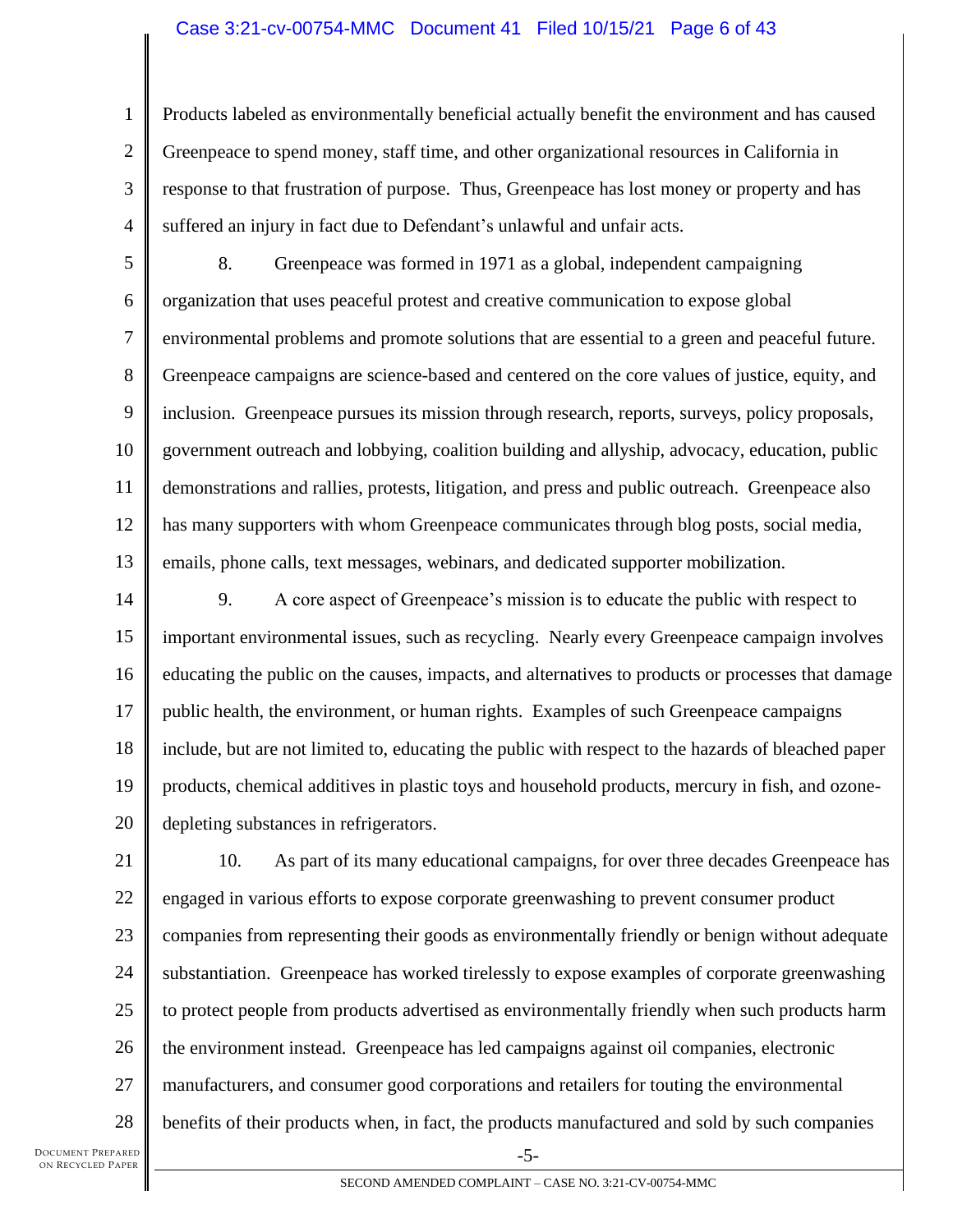Products labeled as environmentally beneficial actually benefit the environment and has caused Greenpeace to spend money, staff time, and other organizational resources in California in response to that frustration of purpose. Thus, Greenpeace has lost money or property and has suffered an injury in fact due to Defendant's unlawful and unfair acts.

8. Greenpeace was formed in 1971 as a global, independent campaigning organization that uses peaceful protest and creative communication to expose global environmental problems and promote solutions that are essential to a green and peaceful future. Greenpeace campaigns are science-based and centered on the core values of justice, equity, and inclusion. Greenpeace pursues its mission through research, reports, surveys, policy proposals, government outreach and lobbying, coalition building and allyship, advocacy, education, public demonstrations and rallies, protests, litigation, and press and public outreach. Greenpeace also has many supporters with whom Greenpeace communicates through blog posts, social media, emails, phone calls, text messages, webinars, and dedicated supporter mobilization.

9. A core aspect of Greenpeace's mission is to educate the public with respect to important environmental issues, such as recycling. Nearly every Greenpeace campaign involves educating the public on the causes, impacts, and alternatives to products or processes that damage public health, the environment, or human rights. Examples of such Greenpeace campaigns include, but are not limited to, educating the public with respect to the hazards of bleached paper products, chemical additives in plastic toys and household products, mercury in fish, and ozone-depleting substances in refrigerators.

10. As part of its many educational campaigns, for over three decades Greenpeace has engaged in various efforts to expose corporate greenwashing to prevent consumer product companies from representing their goods as environmentally friendly or benign without adequate substantiation. Greenpeace has worked tirelessly to expose examples of corporate greenwashing to protect people from products advertised as environmentally friendly when such products harm the environment instead. Greenpeace has led campaigns against oil companies, electronic manufacturers, and consumer good corporations and retailers for touting the environmental benefits of their products when, in fact, the products manufactured and sold by such companies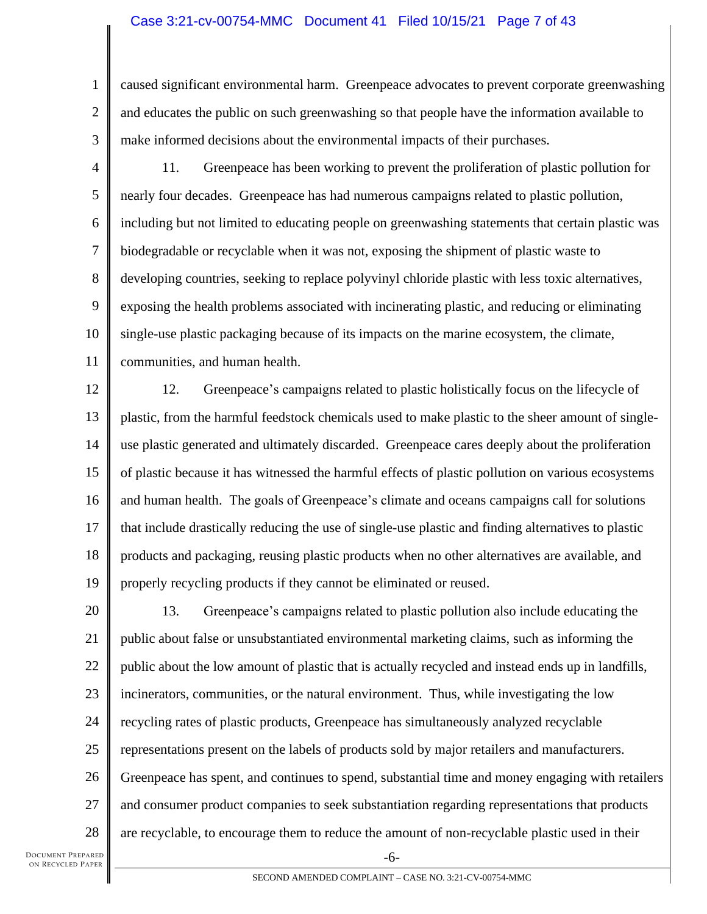caused significant environmental harm. Greenpeace advocates to prevent corporate greenwashing and educates the public on such greenwashing so that people have the information available to make informed decisions about the environmental impacts of their purchases.

11. Greenpeace has been working to prevent the proliferation of plastic pollution for nearly four decades. Greenpeace has had numerous campaigns related to plastic pollution, including but not limited to educating people on greenwashing statements that certain plastic was biodegradable or recyclable when it was not, exposing the shipment of plastic waste to developing countries, seeking to replace polyvinyl chloride plastic with less toxic alternatives, exposing the health problems associated with incinerating plastic, and reducing or eliminating single-use plastic packaging because of its impacts on the marine ecosystem, the climate, communities, and human health.

12. Greenpeace's campaigns related to plastic holistically focus on the lifecycle of plastic, from the harmful feedstock chemicals used to make plastic to the sheer amount of single-use plastic generated and ultimately discarded. Greenpeace cares deeply about the proliferation of plastic because it has witnessed the harmful effects of plastic pollution on various ecosystems and human health. The goals of Greenpeace's climate and oceans campaigns call for solutions that include drastically reducing the use of single-use plastic and finding alternatives to plastic products and packaging, reusing plastic products when no other alternatives are available, and properly recycling products if they cannot be eliminated or reused.

13. Greenpeace's campaigns related to plastic pollution also include educating the public about false or unsubstantiated environmental marketing claims, such as informing the public about the low amount of plastic that is actually recycled and instead ends up in landfills, incinerators, communities, or the natural environment. Thus, while investigating the low recycling rates of plastic products, Greenpeace has simultaneously analyzed recyclable representations present on the labels of products sold by major retailers and manufacturers. Greenpeace has spent, and continues to spend, substantial time and money engaging with retailers and consumer product companies to seek substantiation regarding representations that products are recyclable, to encourage them to reduce the amount of non-recyclable plastic used in their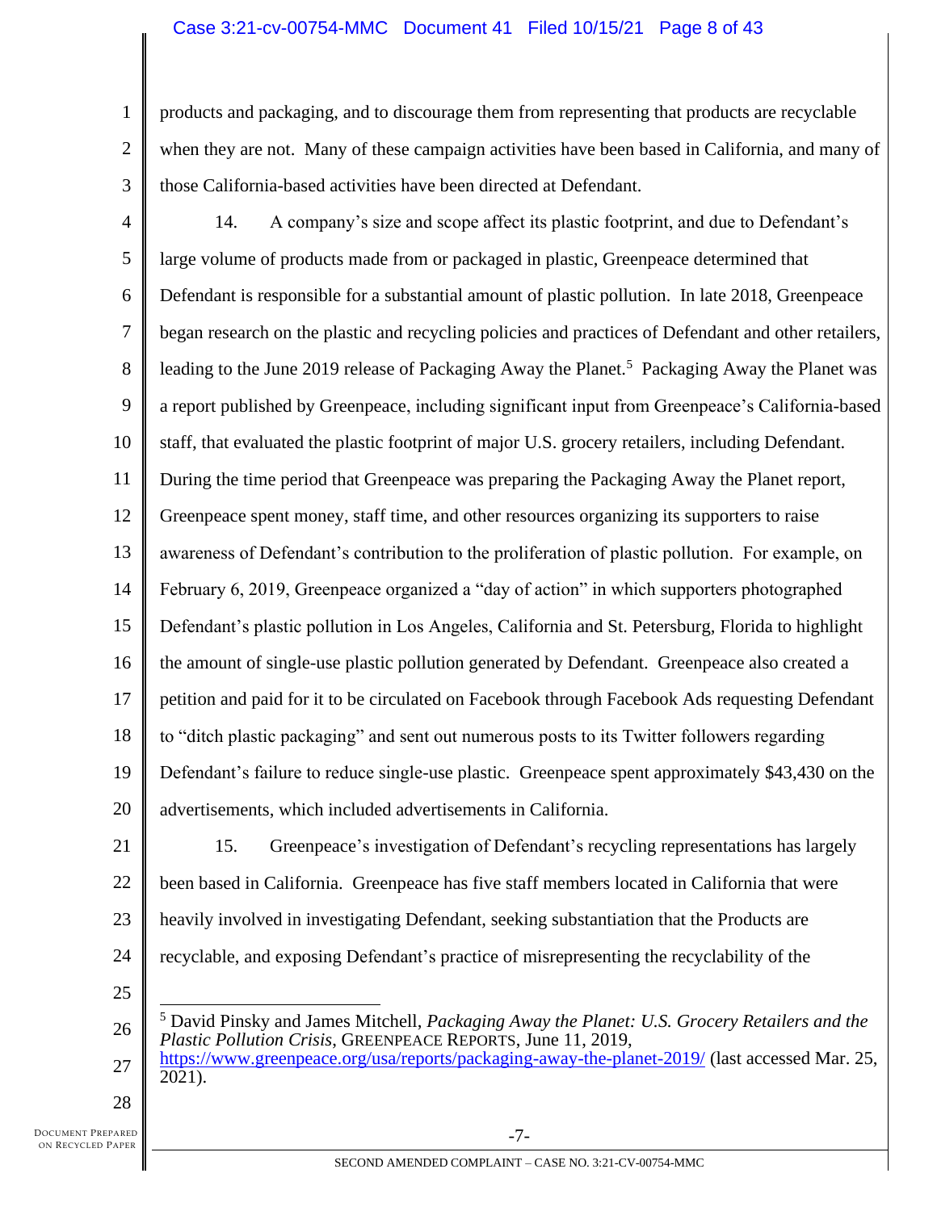products and packaging, and to discourage them from representing that products are recyclable when they are not. Many of these campaign activities have been based in California, and many of those California-based activities have been directed at Defendant.

14. A company's size and scope affect its plastic footprint, and due to Defendant's large volume of products made from or packaged in plastic, Greenpeace determined that Defendant is responsible for a substantial amount of plastic pollution. In late 2018, Greenpeace began research on the plastic and recycling policies and practices of Defendant and other retailers, leading to the June 2019 release of Packaging Away the Planet.[5] Packaging Away the Planet was a report published by Greenpeace, including significant input from Greenpeace's California-based staff, that evaluated the plastic footprint of major U.S. grocery retailers, including Defendant. During the time period that Greenpeace was preparing the Packaging Away the Planet report, Greenpeace spent money, staff time, and other resources organizing its supporters to raise awareness of Defendant's contribution to the proliferation of plastic pollution. For example, on February 6, 2019, Greenpeace organized a "day of action" in which supporters photographed Defendant's plastic pollution in Los Angeles, California and St. Petersburg, Florida to highlight the amount of single-use plastic pollution generated by Defendant. Greenpeace also created a petition and paid for it to be circulated on Facebook through Facebook Ads requesting Defendant to "ditch plastic packaging" and sent out numerous posts to its Twitter followers regarding Defendant's failure to reduce single-use plastic. Greenpeace spent approximately $43,430 on the advertisements, which included advertisements in California.

15. Greenpeace's investigation of Defendant's recycling representations has largely been based in California. Greenpeace has five staff members located in California that were heavily involved in investigating Defendant, seeking substantiation that the Products are recyclable, and exposing Defendant's practice of misrepresenting the recyclability of the

---

[5] David Pinsky and James Mitchell, *Packaging Away the Planet: U.S. Grocery Retailers and the Plastic Pollution Crisis*, GREENPEACE REPORTS, June 11, 2019, https://www.greenpeace.org/usa/reports/packaging-away-the-planet-2019/ (last accessed Mar. 25, 2021).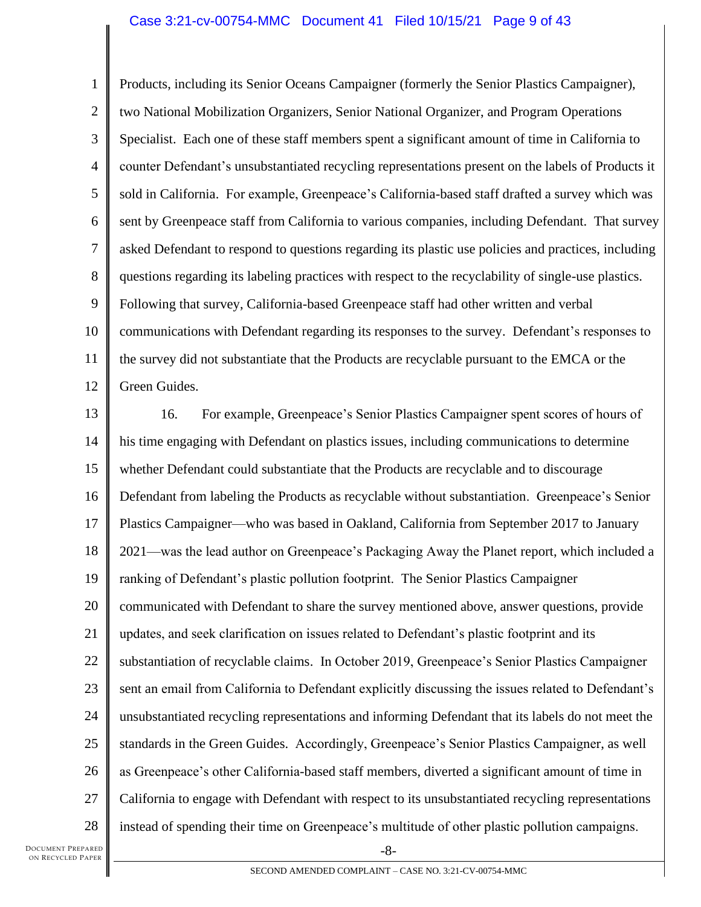Products, including its Senior Oceans Campaigner (formerly the Senior Plastics Campaigner), two National Mobilization Organizers, Senior National Organizer, and Program Operations Specialist. Each one of these staff members spent a significant amount of time in California to counter Defendant's unsubstantiated recycling representations present on the labels of Products it sold in California. For example, Greenpeace's California-based staff drafted a survey which was sent by Greenpeace staff from California to various companies, including Defendant. That survey asked Defendant to respond to questions regarding its plastic use policies and practices, including questions regarding its labeling practices with respect to the recyclability of single-use plastics. Following that survey, California-based Greenpeace staff had other written and verbal communications with Defendant regarding its responses to the survey. Defendant's responses to the survey did not substantiate that the Products are recyclable pursuant to the EMCA or the Green Guides.

16. For example, Greenpeace's Senior Plastics Campaigner spent scores of hours of his time engaging with Defendant on plastics issues, including communications to determine whether Defendant could substantiate that the Products are recyclable and to discourage Defendant from labeling the Products as recyclable without substantiation. Greenpeace's Senior Plastics Campaigner—who was based in Oakland, California from September 2017 to January 2021—was the lead author on Greenpeace's Packaging Away the Planet report, which included a ranking of Defendant's plastic pollution footprint. The Senior Plastics Campaigner communicated with Defendant to share the survey mentioned above, answer questions, provide updates, and seek clarification on issues related to Defendant's plastic footprint and its substantiation of recyclable claims. In October 2019, Greenpeace's Senior Plastics Campaigner sent an email from California to Defendant explicitly discussing the issues related to Defendant's unsubstantiated recycling representations and informing Defendant that its labels do not meet the standards in the Green Guides. Accordingly, Greenpeace's Senior Plastics Campaigner, as well as Greenpeace's other California-based staff members, diverted a significant amount of time in California to engage with Defendant with respect to its unsubstantiated recycling representations instead of spending their time on Greenpeace's multitude of other plastic pollution campaigns.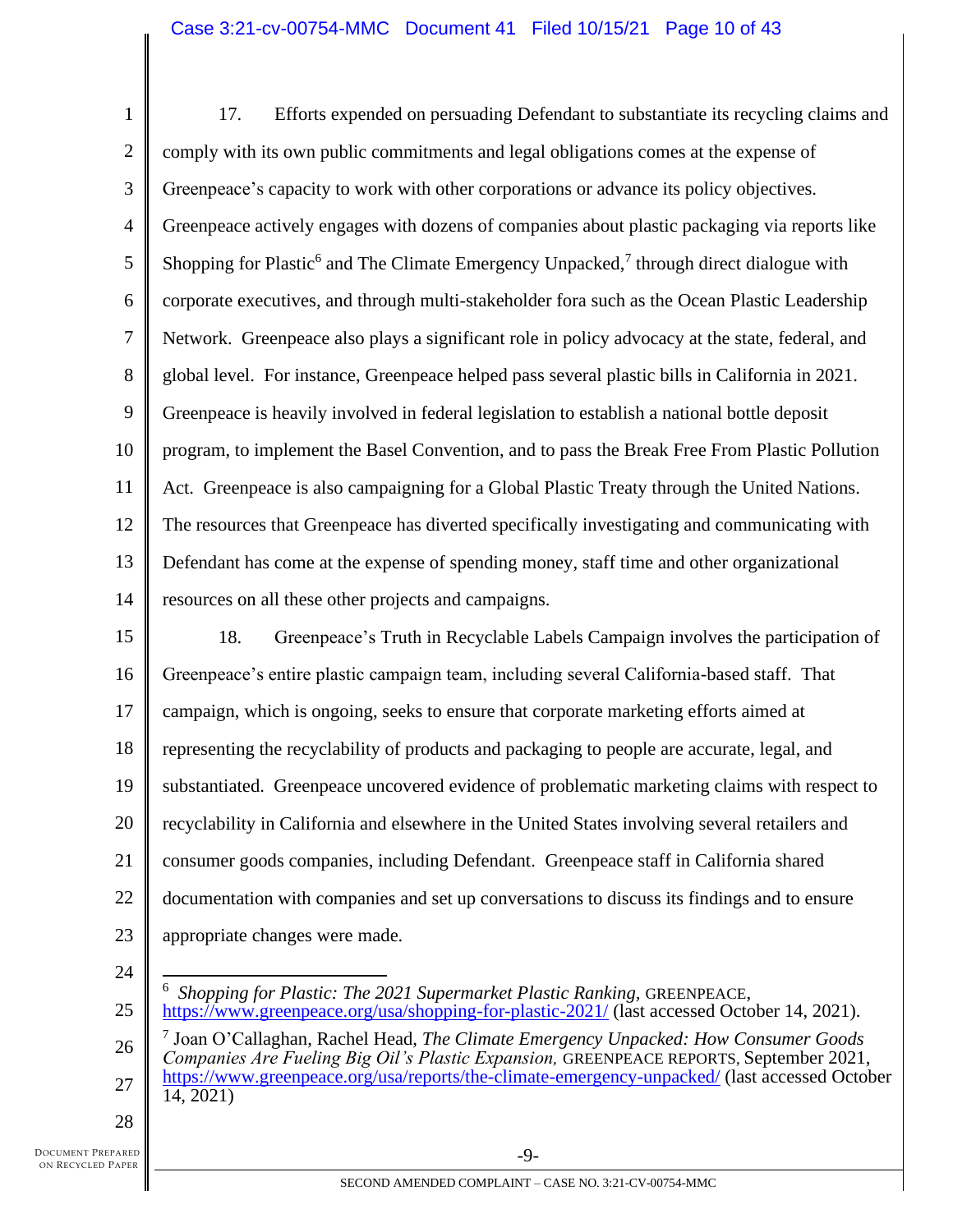17. Efforts expended on persuading Defendant to substantiate its recycling claims and comply with its own public commitments and legal obligations comes at the expense of Greenpeace's capacity to work with other corporations or advance its policy objectives. Greenpeace actively engages with dozens of companies about plastic packaging via reports like Shopping for Plastic[6] and The Climate Emergency Unpacked,[7] through direct dialogue with corporate executives, and through multi-stakeholder fora such as the Ocean Plastic Leadership Network. Greenpeace also plays a significant role in policy advocacy at the state, federal, and global level. For instance, Greenpeace helped pass several plastic bills in California in 2021. Greenpeace is heavily involved in federal legislation to establish a national bottle deposit program, to implement the Basel Convention, and to pass the Break Free From Plastic Pollution Act. Greenpeace is also campaigning for a Global Plastic Treaty through the United Nations. The resources that Greenpeace has diverted specifically investigating and communicating with Defendant has come at the expense of spending money, staff time and other organizational resources on all these other projects and campaigns.

18. Greenpeace's Truth in Recyclable Labels Campaign involves the participation of Greenpeace's entire plastic campaign team, including several California-based staff. That campaign, which is ongoing, seeks to ensure that corporate marketing efforts aimed at representing the recyclability of products and packaging to people are accurate, legal, and substantiated. Greenpeace uncovered evidence of problematic marketing claims with respect to recyclability in California and elsewhere in the United States involving several retailers and consumer goods companies, including Defendant. Greenpeace staff in California shared documentation with companies and set up conversations to discuss its findings and to ensure appropriate changes were made.

---

[6] *Shopping for Plastic: The 2021 Supermarket Plastic Ranking*, GREENPEACE, https://www.greenpeace.org/usa/shopping-for-plastic-2021/ (last accessed October 14, 2021).

[7] Joan O'Callaghan, Rachel Head, *The Climate Emergency Unpacked: How Consumer Goods Companies Are Fueling Big Oil's Plastic Expansion,* GREENPEACE REPORTS, September 2021, https://www.greenpeace.org/usa/reports/the-climate-emergency-unpacked/ (last accessed October 14, 2021)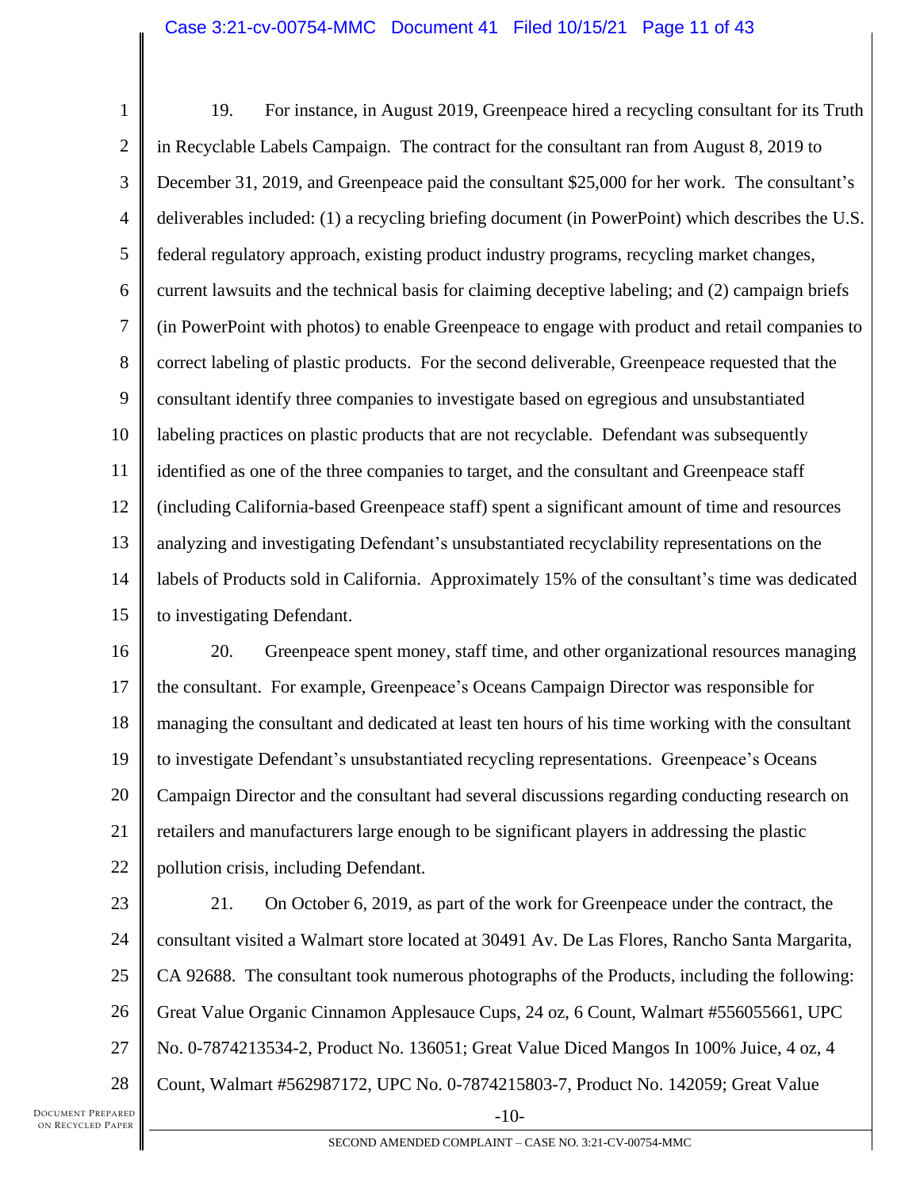19. For instance, in August 2019, Greenpeace hired a recycling consultant for its Truth in Recyclable Labels Campaign. The contract for the consultant ran from August 8, 2019 to December 31, 2019, and Greenpeace paid the consultant $25,000 for her work. The consultant's deliverables included: (1) a recycling briefing document (in PowerPoint) which describes the U.S. federal regulatory approach, existing product industry programs, recycling market changes, current lawsuits and the technical basis for claiming deceptive labeling; and (2) campaign briefs (in PowerPoint with photos) to enable Greenpeace to engage with product and retail companies to correct labeling of plastic products. For the second deliverable, Greenpeace requested that the consultant identify three companies to investigate based on egregious and unsubstantiated labeling practices on plastic products that are not recyclable. Defendant was subsequently identified as one of the three companies to target, and the consultant and Greenpeace staff (including California-based Greenpeace staff) spent a significant amount of time and resources analyzing and investigating Defendant's unsubstantiated recyclability representations on the labels of Products sold in California. Approximately 15% of the consultant's time was dedicated to investigating Defendant.

20. Greenpeace spent money, staff time, and other organizational resources managing the consultant. For example, Greenpeace's Oceans Campaign Director was responsible for managing the consultant and dedicated at least ten hours of his time working with the consultant to investigate Defendant's unsubstantiated recycling representations. Greenpeace's Oceans Campaign Director and the consultant had several discussions regarding conducting research on retailers and manufacturers large enough to be significant players in addressing the plastic pollution crisis, including Defendant.

21. On October 6, 2019, as part of the work for Greenpeace under the contract, the consultant visited a Walmart store located at 30491 Av. De Las Flores, Rancho Santa Margarita, CA 92688. The consultant took numerous photographs of the Products, including the following: Great Value Organic Cinnamon Applesauce Cups, 24 oz, 6 Count, Walmart #556055661, UPC No. 0-7874213534-2, Product No. 136051; Great Value Diced Mangos In 100% Juice, 4 oz, 4 Count, Walmart #562987172, UPC No. 0-7874215803-7, Product No. 142059; Great Value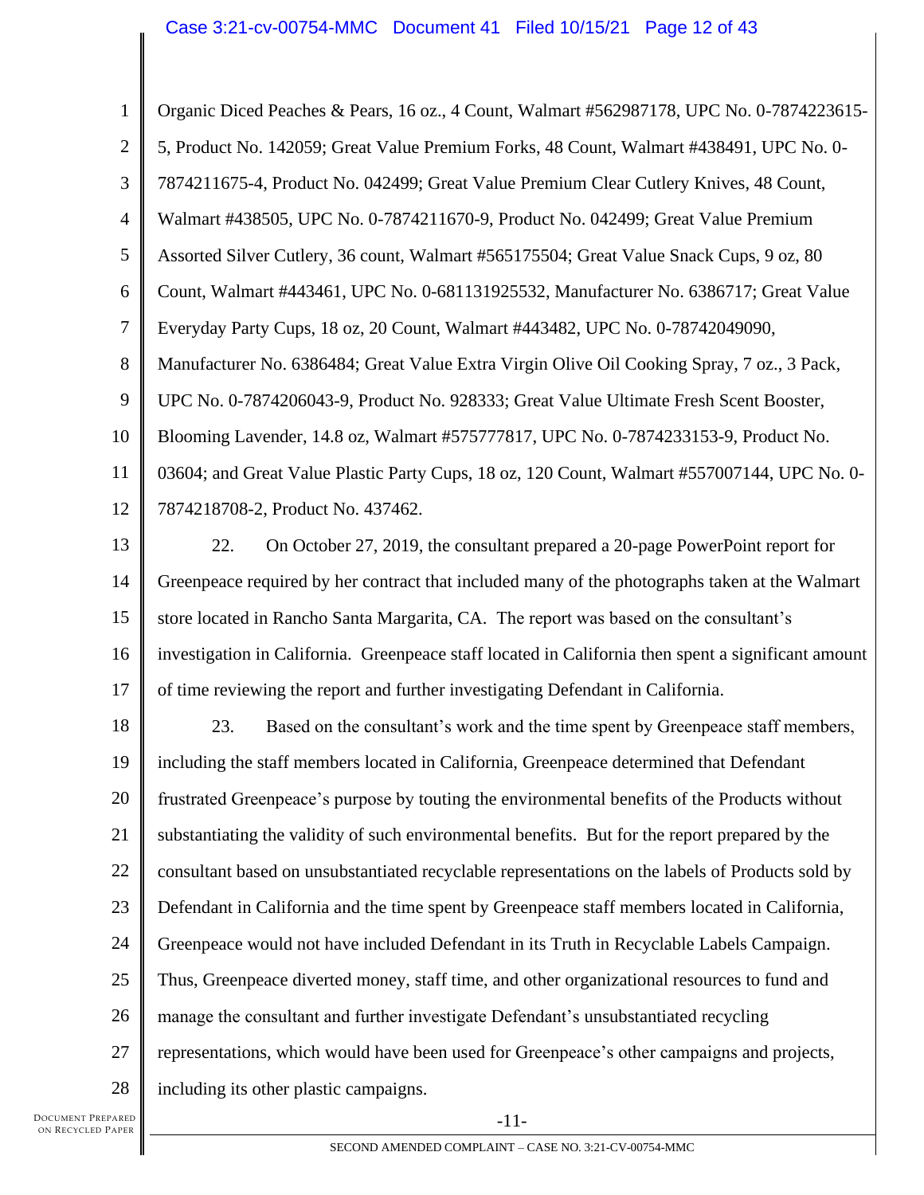Organic Diced Peaches & Pears, 16 oz., 4 Count, Walmart #562987178, UPC No. 0-7874223615-5, Product No. 142059; Great Value Premium Forks, 48 Count, Walmart #438491, UPC No. 0-7874211675-4, Product No. 042499; Great Value Premium Clear Cutlery Knives, 48 Count, Walmart #438505, UPC No. 0-7874211670-9, Product No. 042499; Great Value Premium Assorted Silver Cutlery, 36 count, Walmart #565175504; Great Value Snack Cups, 9 oz, 80 Count, Walmart #443461, UPC No. 0-681131925532, Manufacturer No. 6386717; Great Value Everyday Party Cups, 18 oz, 20 Count, Walmart #443482, UPC No. 0-78742049090, Manufacturer No. 6386484; Great Value Extra Virgin Olive Oil Cooking Spray, 7 oz., 3 Pack, UPC No. 0-7874206043-9, Product No. 928333; Great Value Ultimate Fresh Scent Booster, Blooming Lavender, 14.8 oz, Walmart #575777817, UPC No. 0-7874233153-9, Product No. 03604; and Great Value Plastic Party Cups, 18 oz, 120 Count, Walmart #557007144, UPC No. 0-7874218708-2, Product No. 437462.

22. On October 27, 2019, the consultant prepared a 20-page PowerPoint report for Greenpeace required by her contract that included many of the photographs taken at the Walmart store located in Rancho Santa Margarita, CA. The report was based on the consultant's investigation in California. Greenpeace staff located in California then spent a significant amount of time reviewing the report and further investigating Defendant in California.

23. Based on the consultant's work and the time spent by Greenpeace staff members, including the staff members located in California, Greenpeace determined that Defendant frustrated Greenpeace's purpose by touting the environmental benefits of the Products without substantiating the validity of such environmental benefits. But for the report prepared by the consultant based on unsubstantiated recyclable representations on the labels of Products sold by Defendant in California and the time spent by Greenpeace staff members located in California, Greenpeace would not have included Defendant in its Truth in Recyclable Labels Campaign. Thus, Greenpeace diverted money, staff time, and other organizational resources to fund and manage the consultant and further investigate Defendant's unsubstantiated recycling representations, which would have been used for Greenpeace's other campaigns and projects, including its other plastic campaigns.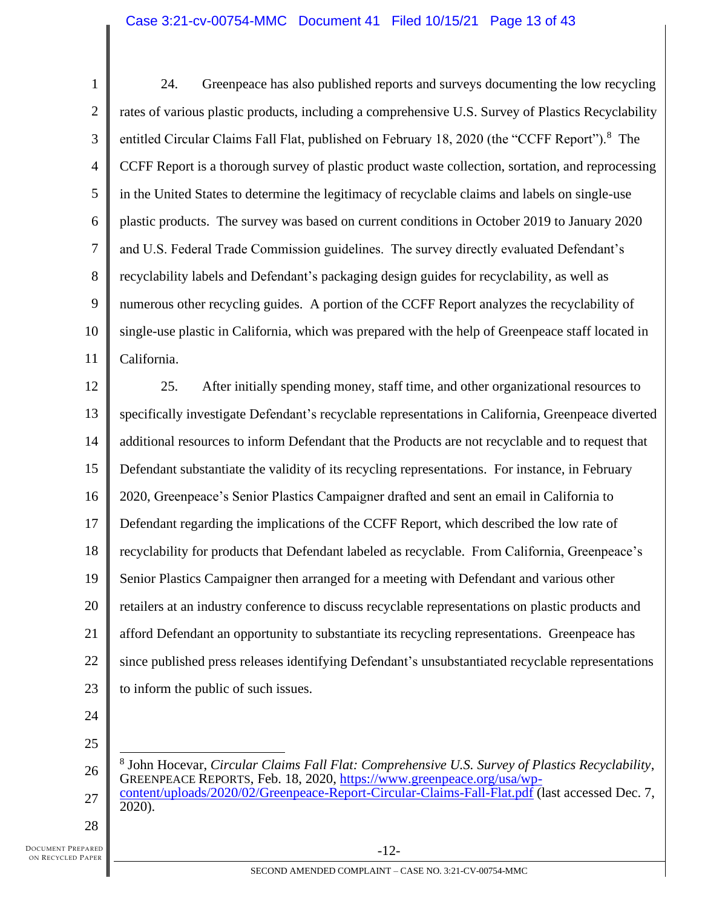24. Greenpeace has also published reports and surveys documenting the low recycling rates of various plastic products, including a comprehensive U.S. Survey of Plastics Recyclability entitled Circular Claims Fall Flat, published on February 18, 2020 (the "CCFF Report").[8] The CCFF Report is a thorough survey of plastic product waste collection, sortation, and reprocessing in the United States to determine the legitimacy of recyclable claims and labels on single-use plastic products. The survey was based on current conditions in October 2019 to January 2020 and U.S. Federal Trade Commission guidelines. The survey directly evaluated Defendant's recyclability labels and Defendant's packaging design guides for recyclability, as well as numerous other recycling guides. A portion of the CCFF Report analyzes the recyclability of single-use plastic in California, which was prepared with the help of Greenpeace staff located in California.

25. After initially spending money, staff time, and other organizational resources to specifically investigate Defendant's recyclable representations in California, Greenpeace diverted additional resources to inform Defendant that the Products are not recyclable and to request that Defendant substantiate the validity of its recycling representations. For instance, in February 2020, Greenpeace's Senior Plastics Campaigner drafted and sent an email in California to Defendant regarding the implications of the CCFF Report, which described the low rate of recyclability for products that Defendant labeled as recyclable. From California, Greenpeace's Senior Plastics Campaigner then arranged for a meeting with Defendant and various other retailers at an industry conference to discuss recyclable representations on plastic products and afford Defendant an opportunity to substantiate its recycling representations. Greenpeace has since published press releases identifying Defendant's unsubstantiated recyclable representations to inform the public of such issues.

---

[8] John Hocevar, *Circular Claims Fall Flat: Comprehensive U.S. Survey of Plastics Recyclability*, GREENPEACE REPORTS, Feb. 18, 2020, https://www.greenpeace.org/usa/wp-content/uploads/2020/02/Greenpeace-Report-Circular-Claims-Fall-Flat.pdf (last accessed Dec. 7, 2020).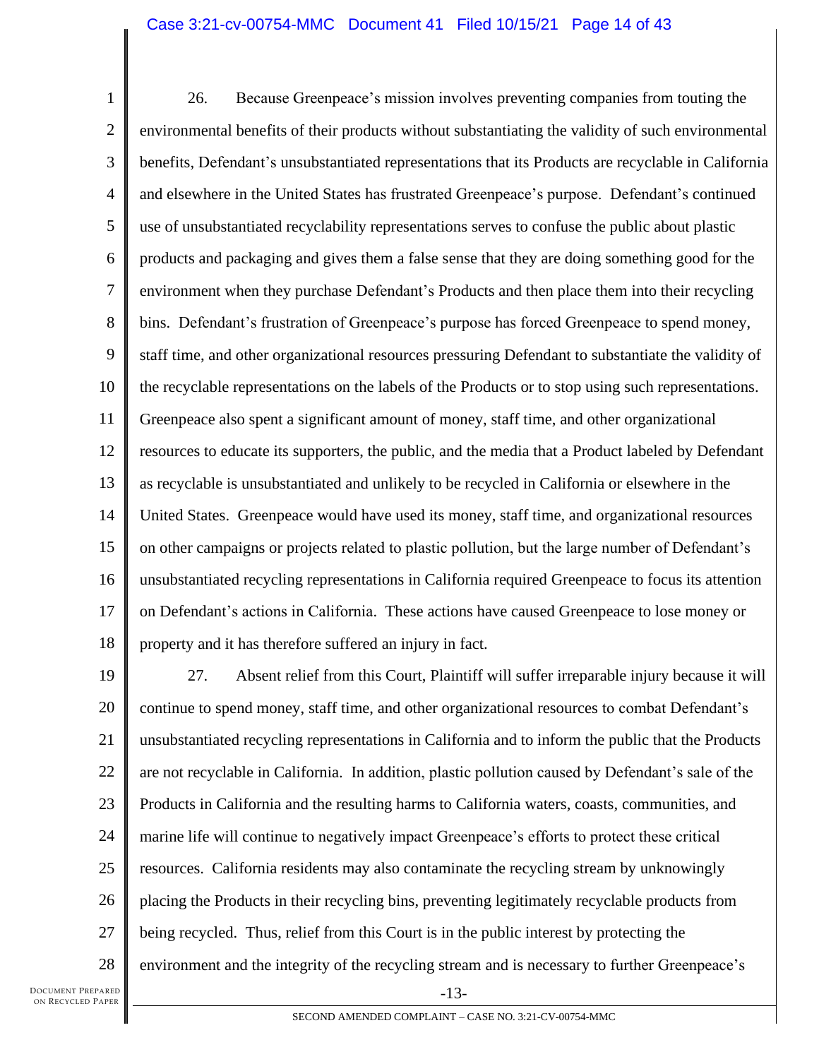26. Because Greenpeace's mission involves preventing companies from touting the environmental benefits of their products without substantiating the validity of such environmental benefits, Defendant's unsubstantiated representations that its Products are recyclable in California and elsewhere in the United States has frustrated Greenpeace's purpose. Defendant's continued use of unsubstantiated recyclability representations serves to confuse the public about plastic products and packaging and gives them a false sense that they are doing something good for the environment when they purchase Defendant's Products and then place them into their recycling bins. Defendant's frustration of Greenpeace's purpose has forced Greenpeace to spend money, staff time, and other organizational resources pressuring Defendant to substantiate the validity of the recyclable representations on the labels of the Products or to stop using such representations. Greenpeace also spent a significant amount of money, staff time, and other organizational resources to educate its supporters, the public, and the media that a Product labeled by Defendant as recyclable is unsubstantiated and unlikely to be recycled in California or elsewhere in the United States. Greenpeace would have used its money, staff time, and organizational resources on other campaigns or projects related to plastic pollution, but the large number of Defendant's unsubstantiated recycling representations in California required Greenpeace to focus its attention on Defendant's actions in California. These actions have caused Greenpeace to lose money or property and it has therefore suffered an injury in fact.

27. Absent relief from this Court, Plaintiff will suffer irreparable injury because it will continue to spend money, staff time, and other organizational resources to combat Defendant's unsubstantiated recycling representations in California and to inform the public that the Products are not recyclable in California. In addition, plastic pollution caused by Defendant's sale of the Products in California and the resulting harms to California waters, coasts, communities, and marine life will continue to negatively impact Greenpeace's efforts to protect these critical resources. California residents may also contaminate the recycling stream by unknowingly placing the Products in their recycling bins, preventing legitimately recyclable products from being recycled. Thus, relief from this Court is in the public interest by protecting the environment and the integrity of the recycling stream and is necessary to further Greenpeace's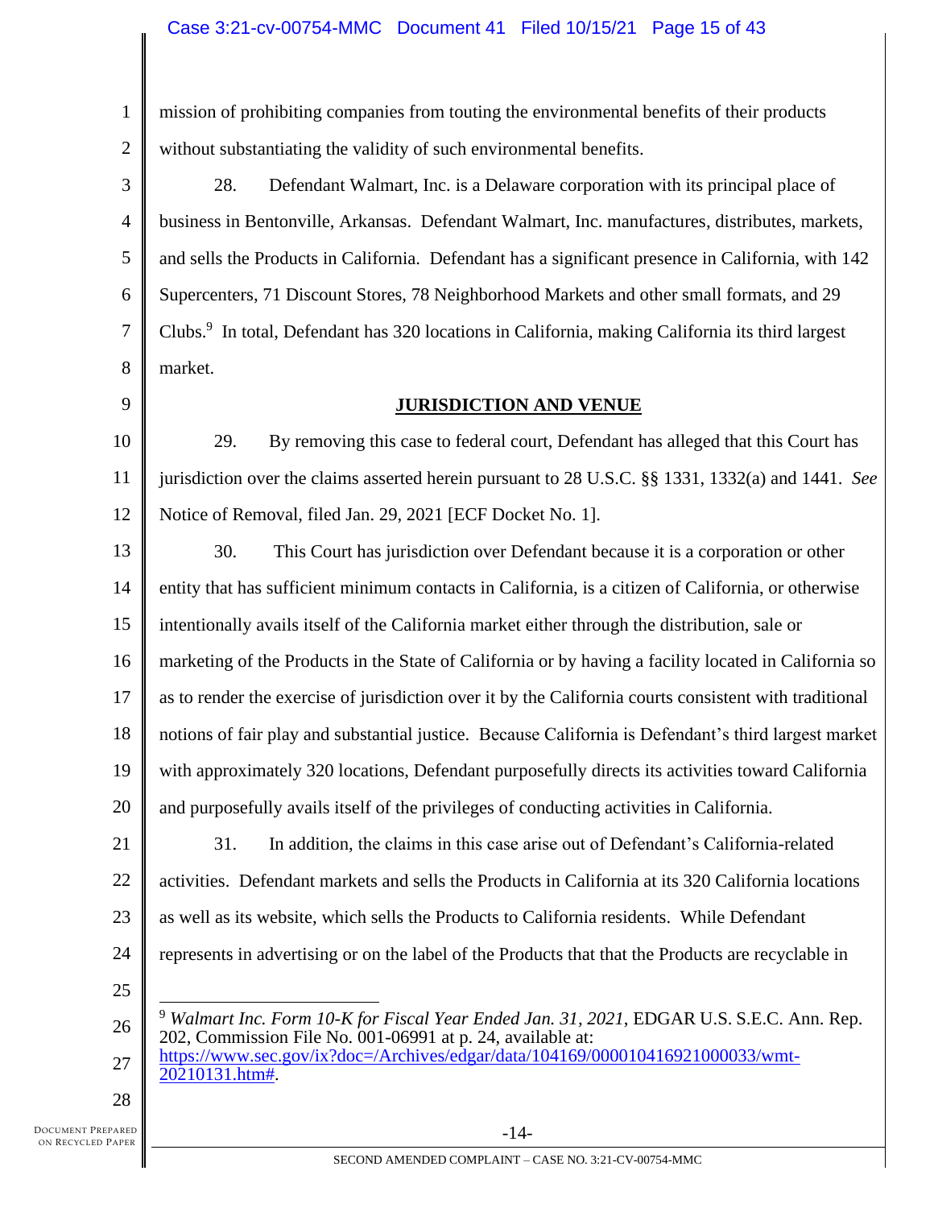mission of prohibiting companies from touting the environmental benefits of their products without substantiating the validity of such environmental benefits.

28. Defendant Walmart, Inc. is a Delaware corporation with its principal place of business in Bentonville, Arkansas. Defendant Walmart, Inc. manufactures, distributes, markets, and sells the Products in California. Defendant has a significant presence in California, with 142 Supercenters, 71 Discount Stores, 78 Neighborhood Markets and other small formats, and 29 Clubs.[9] In total, Defendant has 320 locations in California, making California its third largest market.

## JURISDICTION AND VENUE

29. By removing this case to federal court, Defendant has alleged that this Court has jurisdiction over the claims asserted herein pursuant to 28 U.S.C. §§ 1331, 1332(a) and 1441. *See* Notice of Removal, filed Jan. 29, 2021 [ECF Docket No. 1].

30. This Court has jurisdiction over Defendant because it is a corporation or other entity that has sufficient minimum contacts in California, is a citizen of California, or otherwise intentionally avails itself of the California market either through the distribution, sale or marketing of the Products in the State of California or by having a facility located in California so as to render the exercise of jurisdiction over it by the California courts consistent with traditional notions of fair play and substantial justice. Because California is Defendant's third largest market with approximately 320 locations, Defendant purposefully directs its activities toward California and purposefully avails itself of the privileges of conducting activities in California.

31. In addition, the claims in this case arise out of Defendant's California-related activities. Defendant markets and sells the Products in California at its 320 California locations as well as its website, which sells the Products to California residents. While Defendant represents in advertising or on the label of the Products that that the Products are recyclable in

---

[9] *Walmart Inc. Form 10-K for Fiscal Year Ended Jan. 31, 2021*, EDGAR U.S. S.E.C. Ann. Rep. 202, Commission File No. 001-06991 at p. 24, available at: https://www.sec.gov/ix?doc=/Archives/edgar/data/104169/000010416921000033/wmt-20210131.htm#.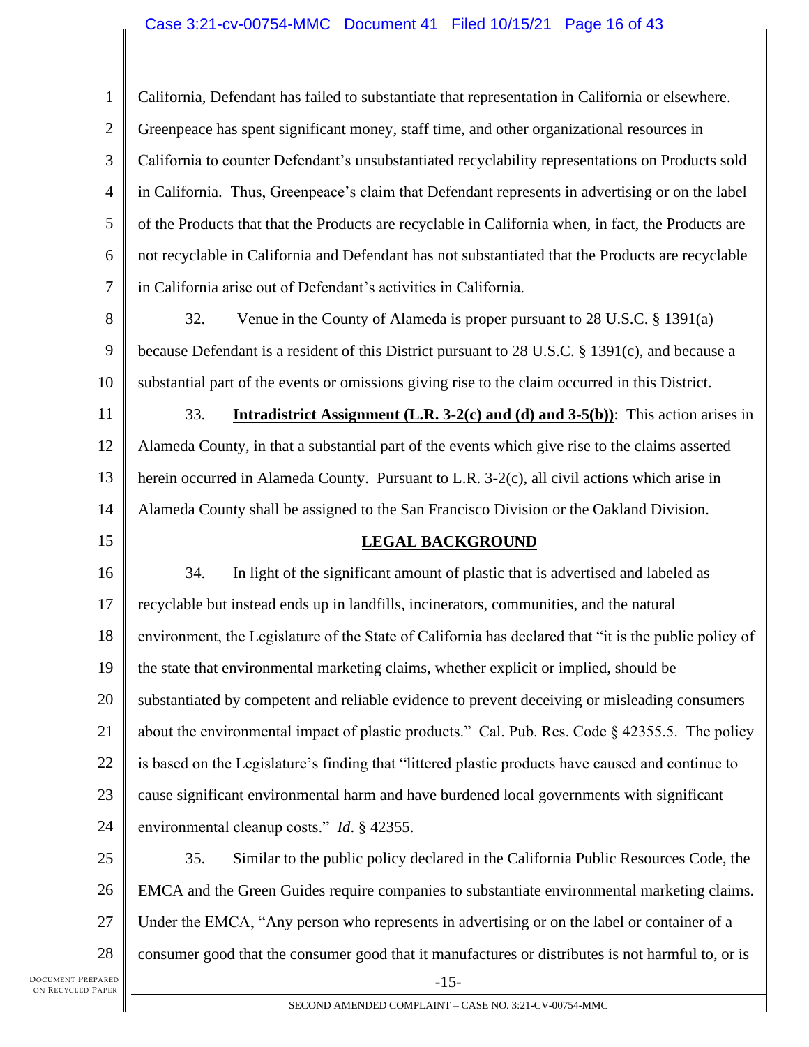California, Defendant has failed to substantiate that representation in California or elsewhere. Greenpeace has spent significant money, staff time, and other organizational resources in California to counter Defendant's unsubstantiated recyclability representations on Products sold in California. Thus, Greenpeace's claim that Defendant represents in advertising or on the label of the Products that that the Products are recyclable in California when, in fact, the Products are not recyclable in California and Defendant has not substantiated that the Products are recyclable in California arise out of Defendant's activities in California.

32. Venue in the County of Alameda is proper pursuant to 28 U.S.C. § 1391(a) because Defendant is a resident of this District pursuant to 28 U.S.C. § 1391(c), and because a substantial part of the events or omissions giving rise to the claim occurred in this District.

33. **Intradistrict Assignment (L.R. 3-2(c) and (d) and 3-5(b))**: This action arises in Alameda County, in that a substantial part of the events which give rise to the claims asserted herein occurred in Alameda County. Pursuant to L.R. 3-2(c), all civil actions which arise in Alameda County shall be assigned to the San Francisco Division or the Oakland Division.

## LEGAL BACKGROUND

34. In light of the significant amount of plastic that is advertised and labeled as recyclable but instead ends up in landfills, incinerators, communities, and the natural environment, the Legislature of the State of California has declared that "it is the public policy of the state that environmental marketing claims, whether explicit or implied, should be substantiated by competent and reliable evidence to prevent deceiving or misleading consumers about the environmental impact of plastic products." Cal. Pub. Res. Code § 42355.5. The policy is based on the Legislature's finding that "littered plastic products have caused and continue to cause significant environmental harm and have burdened local governments with significant environmental cleanup costs." *Id*. § 42355.

35. Similar to the public policy declared in the California Public Resources Code, the EMCA and the Green Guides require companies to substantiate environmental marketing claims. Under the EMCA, "Any person who represents in advertising or on the label or container of a consumer good that the consumer good that it manufactures or distributes is not harmful to, or is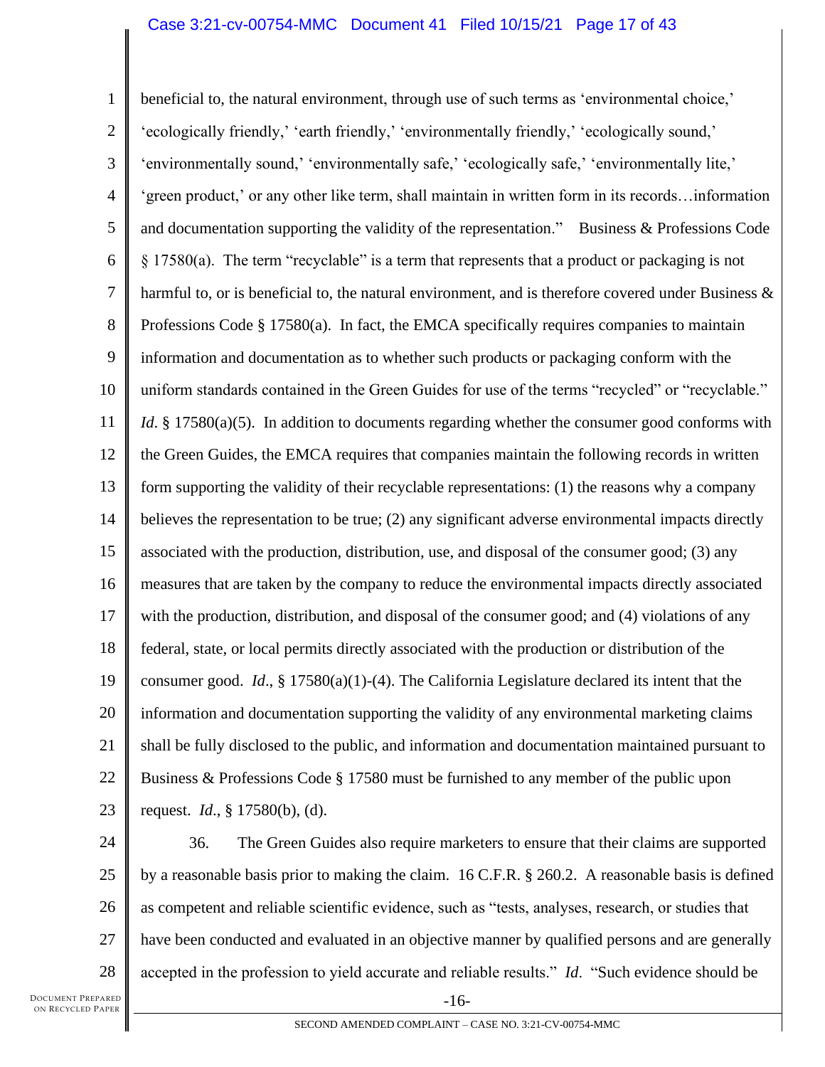beneficial to, the natural environment, through use of such terms as 'environmental choice,' 'ecologically friendly,' 'earth friendly,' 'environmentally friendly,' 'ecologically sound,' 'environmentally sound,' 'environmentally safe,' 'ecologically safe,' 'environmentally lite,' 'green product,' or any other like term, shall maintain in written form in its records…information and documentation supporting the validity of the representation." Business & Professions Code § 17580(a). The term "recyclable" is a term that represents that a product or packaging is not harmful to, or is beneficial to, the natural environment, and is therefore covered under Business & Professions Code § 17580(a). In fact, the EMCA specifically requires companies to maintain information and documentation as to whether such products or packaging conform with the uniform standards contained in the Green Guides for use of the terms "recycled" or "recyclable." *Id*. § 17580(a)(5). In addition to documents regarding whether the consumer good conforms with the Green Guides, the EMCA requires that companies maintain the following records in written form supporting the validity of their recyclable representations: (1) the reasons why a company believes the representation to be true; (2) any significant adverse environmental impacts directly associated with the production, distribution, use, and disposal of the consumer good; (3) any measures that are taken by the company to reduce the environmental impacts directly associated with the production, distribution, and disposal of the consumer good; and (4) violations of any federal, state, or local permits directly associated with the production or distribution of the consumer good. *Id*., § 17580(a)(1)-(4). The California Legislature declared its intent that the information and documentation supporting the validity of any environmental marketing claims shall be fully disclosed to the public, and information and documentation maintained pursuant to Business & Professions Code § 17580 must be furnished to any member of the public upon request. *Id*., § 17580(b), (d).

36. The Green Guides also require marketers to ensure that their claims are supported by a reasonable basis prior to making the claim. 16 C.F.R. § 260.2. A reasonable basis is defined as competent and reliable scientific evidence, such as "tests, analyses, research, or studies that have been conducted and evaluated in an objective manner by qualified persons and are generally accepted in the profession to yield accurate and reliable results." *Id*. "Such evidence should be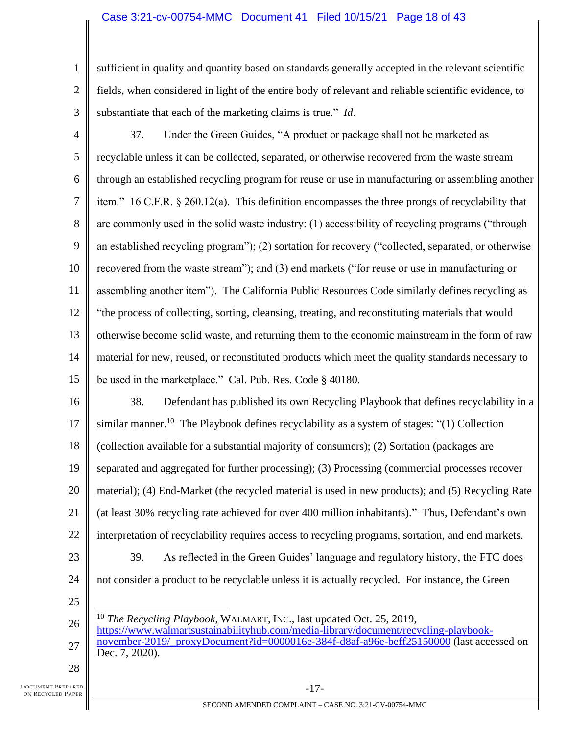sufficient in quality and quantity based on standards generally accepted in the relevant scientific fields, when considered in light of the entire body of relevant and reliable scientific evidence, to substantiate that each of the marketing claims is true." *Id*.

37. Under the Green Guides, "A product or package shall not be marketed as recyclable unless it can be collected, separated, or otherwise recovered from the waste stream through an established recycling program for reuse or use in manufacturing or assembling another item." 16 C.F.R. § 260.12(a). This definition encompasses the three prongs of recyclability that are commonly used in the solid waste industry: (1) accessibility of recycling programs ("through an established recycling program"); (2) sortation for recovery ("collected, separated, or otherwise recovered from the waste stream"); and (3) end markets ("for reuse or use in manufacturing or assembling another item"). The California Public Resources Code similarly defines recycling as "the process of collecting, sorting, cleansing, treating, and reconstituting materials that would otherwise become solid waste, and returning them to the economic mainstream in the form of raw material for new, reused, or reconstituted products which meet the quality standards necessary to be used in the marketplace." Cal. Pub. Res. Code § 40180.

38. Defendant has published its own Recycling Playbook that defines recyclability in a similar manner.[10] The Playbook defines recyclability as a system of stages: "(1) Collection (collection available for a substantial majority of consumers); (2) Sortation (packages are separated and aggregated for further processing); (3) Processing (commercial processes recover material); (4) End-Market (the recycled material is used in new products); and (5) Recycling Rate (at least 30% recycling rate achieved for over 400 million inhabitants)." Thus, Defendant's own interpretation of recyclability requires access to recycling programs, sortation, and end markets.

39. As reflected in the Green Guides' language and regulatory history, the FTC does not consider a product to be recyclable unless it is actually recycled. For instance, the Green

---

[10] *The Recycling Playbook*, WALMART, INC., last updated Oct. 25, 2019, https://www.walmartsustainabilityhub.com/media-library/document/recycling-playbook-november-2019/_proxyDocument?id=0000016e-384f-d8af-a96e-beff25150000 (last accessed on Dec. 7, 2020).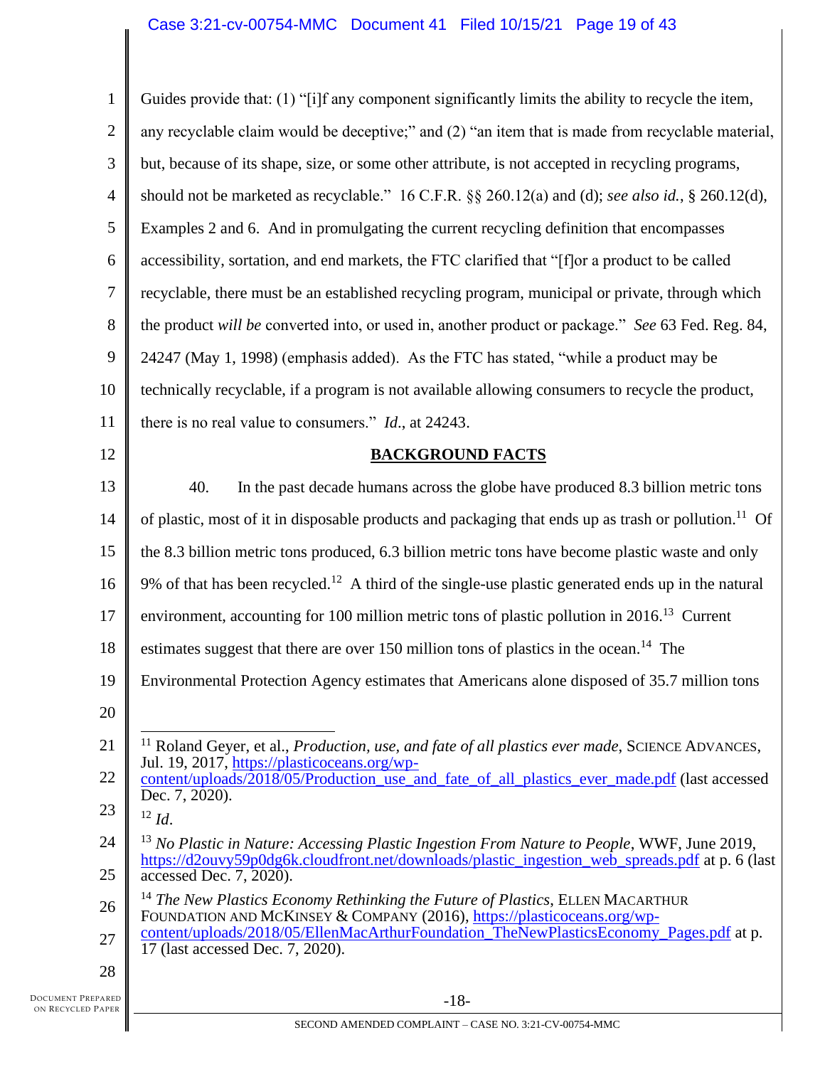Guides provide that: (1) "[i]f any component significantly limits the ability to recycle the item, any recyclable claim would be deceptive;" and (2) "an item that is made from recyclable material, but, because of its shape, size, or some other attribute, is not accepted in recycling programs, should not be marketed as recyclable." 16 C.F.R. §§ 260.12(a) and (d); *see also id.*, § 260.12(d), Examples 2 and 6. And in promulgating the current recycling definition that encompasses accessibility, sortation, and end markets, the FTC clarified that "[f]or a product to be called recyclable, there must be an established recycling program, municipal or private, through which the product *will be* converted into, or used in, another product or package." *See* 63 Fed. Reg. 84, 24247 (May 1, 1998) (emphasis added). As the FTC has stated, "while a product may be technically recyclable, if a program is not available allowing consumers to recycle the product, there is no real value to consumers." *Id*., at 24243.

## BACKGROUND FACTS

40. In the past decade humans across the globe have produced 8.3 billion metric tons of plastic, most of it in disposable products and packaging that ends up as trash or pollution.[11] Of the 8.3 billion metric tons produced, 6.3 billion metric tons have become plastic waste and only 9% of that has been recycled.[12] A third of the single-use plastic generated ends up in the natural environment, accounting for 100 million metric tons of plastic pollution in 2016.[13] Current estimates suggest that there are over 150 million tons of plastics in the ocean.[14] The Environmental Protection Agency estimates that Americans alone disposed of 35.7 million tons

---

[11] Roland Geyer, et al., *Production, use, and fate of all plastics ever made*, SCIENCE ADVANCES, Jul. 19, 2017, https://plasticoceans.org/wp-content/uploads/2018/05/Production_use_and_fate_of_all_plastics_ever_made.pdf (last accessed Dec. 7, 2020).

[12] *Id*.

[13] *No Plastic in Nature: Accessing Plastic Ingestion From Nature to People*, WWF, June 2019, https://d2ouvy59p0dg6k.cloudfront.net/downloads/plastic_ingestion_web_spreads.pdf at p. 6 (last accessed Dec. 7, 2020).

[14] *The New Plastics Economy Rethinking the Future of Plastics*, ELLEN MACARTHUR FOUNDATION AND MCKINSEY & COMPANY (2016), https://plasticoceans.org/wp-content/uploads/2018/05/EllenMacArthurFoundation_TheNewPlasticsEconomy_Pages.pdf at p. 17 (last accessed Dec. 7, 2020).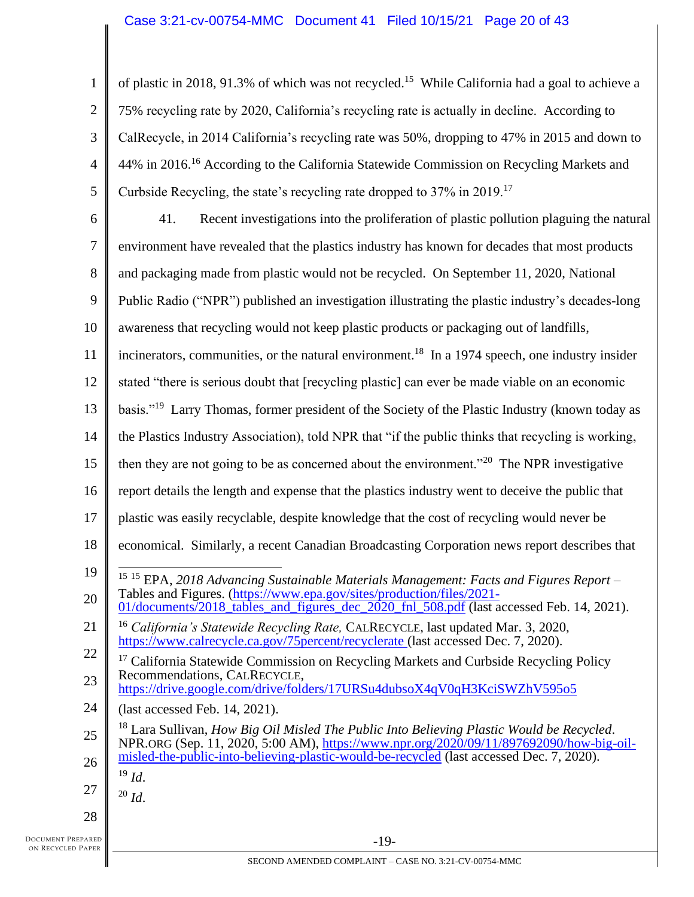of plastic in 2018, 91.3% of which was not recycled.[15] While California had a goal to achieve a 75% recycling rate by 2020, California's recycling rate is actually in decline. According to CalRecycle, in 2014 California's recycling rate was 50%, dropping to 47% in 2015 and down to 44% in 2016.[16] According to the California Statewide Commission on Recycling Markets and Curbside Recycling, the state's recycling rate dropped to 37% in 2019.[17]

41. Recent investigations into the proliferation of plastic pollution plaguing the natural environment have revealed that the plastics industry has known for decades that most products and packaging made from plastic would not be recycled. On September 11, 2020, National Public Radio ("NPR") published an investigation illustrating the plastic industry's decades-long awareness that recycling would not keep plastic products or packaging out of landfills, incinerators, communities, or the natural environment.[18] In a 1974 speech, one industry insider stated "there is serious doubt that [recycling plastic] can ever be made viable on an economic basis."[19] Larry Thomas, former president of the Society of the Plastic Industry (known today as the Plastics Industry Association), told NPR that "if the public thinks that recycling is working, then they are not going to be as concerned about the environment."[20] The NPR investigative report details the length and expense that the plastics industry went to deceive the public that plastic was easily recyclable, despite knowledge that the cost of recycling would never be economical. Similarly, a recent Canadian Broadcasting Corporation news report describes that

---

[15] [15] EPA, *2018 Advancing Sustainable Materials Management: Facts and Figures Report* – Tables and Figures. (https://www.epa.gov/sites/production/files/2021-01/documents/2018_tables_and_figures_dec_2020_fnl_508.pdf (last accessed Feb. 14, 2021).

[16] *California's Statewide Recycling Rate,* CALRECYCLE, last updated Mar. 3, 2020, https://www.calrecycle.ca.gov/75percent/recyclerate (last accessed Dec. 7, 2020).

[17] California Statewide Commission on Recycling Markets and Curbside Recycling Policy Recommendations, CALRECYCLE, https://drive.google.com/drive/folders/17URSu4dubsoX4qV0qH3KciSWZhV595o5 (last accessed Feb. 14, 2021).

[18] Lara Sullivan, *How Big Oil Misled The Public Into Believing Plastic Would be Recycled*. NPR.ORG (Sep. 11, 2020, 5:00 AM), https://www.npr.org/2020/09/11/897692090/how-big-oil-misled-the-public-into-believing-plastic-would-be-recycled (last accessed Dec. 7, 2020).

[19] *Id*.

[20] *Id*.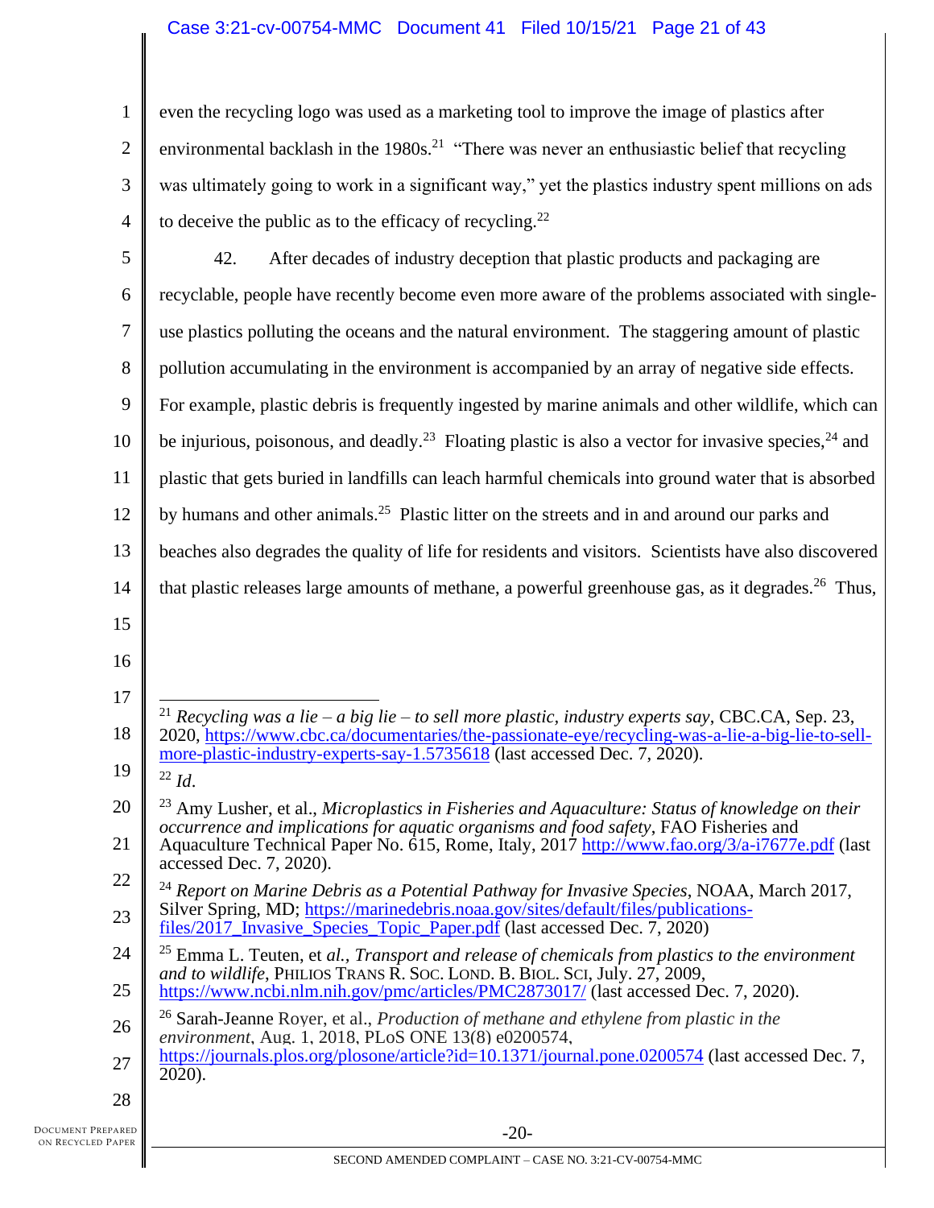even the recycling logo was used as a marketing tool to improve the image of plastics after environmental backlash in the 1980s.[21] "There was never an enthusiastic belief that recycling was ultimately going to work in a significant way," yet the plastics industry spent millions on ads to deceive the public as to the efficacy of recycling.[22]

42. After decades of industry deception that plastic products and packaging are recyclable, people have recently become even more aware of the problems associated with single-use plastics polluting the oceans and the natural environment. The staggering amount of plastic pollution accumulating in the environment is accompanied by an array of negative side effects. For example, plastic debris is frequently ingested by marine animals and other wildlife, which can be injurious, poisonous, and deadly.[23] Floating plastic is also a vector for invasive species,[24] and plastic that gets buried in landfills can leach harmful chemicals into ground water that is absorbed by humans and other animals.[25] Plastic litter on the streets and in and around our parks and beaches also degrades the quality of life for residents and visitors. Scientists have also discovered that plastic releases large amounts of methane, a powerful greenhouse gas, as it degrades.[26] Thus,

---

[21] *Recycling was a lie – a big lie – to sell more plastic, industry experts say*, CBC.CA, Sep. 23, 2020, https://www.cbc.ca/documentaries/the-passionate-eye/recycling-was-a-lie-a-big-lie-to-sell-more-plastic-industry-experts-say-1.5735618 (last accessed Dec. 7, 2020).

[22] *Id*.

[23] Amy Lusher, et al., *Microplastics in Fisheries and Aquaculture: Status of knowledge on their occurrence and implications for aquatic organisms and food safety*, FAO Fisheries and Aquaculture Technical Paper No. 615, Rome, Italy, 2017 http://www.fao.org/3/a-i7677e.pdf (last accessed Dec. 7, 2020).

[24] *Report on Marine Debris as a Potential Pathway for Invasive Species*, NOAA, March 2017, Silver Spring, MD; https://marinedebris.noaa.gov/sites/default/files/publications-files/2017_Invasive_Species_Topic_Paper.pdf (last accessed Dec. 7, 2020)

[25] Emma L. Teuten, et *al.*, *Transport and release of chemicals from plastics to the environment and to wildlife*, PHILIOS TRANS R. SOC. LOND. B. BIOL. SCI, July. 27, 2009, https://www.ncbi.nlm.nih.gov/pmc/articles/PMC2873017/ (last accessed Dec. 7, 2020).

[26] Sarah-Jeanne Royer, et al., *Production of methane and ethylene from plastic in the environment*, Aug. 1, 2018, PLoS ONE 13(8) e0200574, https://journals.plos.org/plosone/article?id=10.1371/journal.pone.0200574 (last accessed Dec. 7, 2020).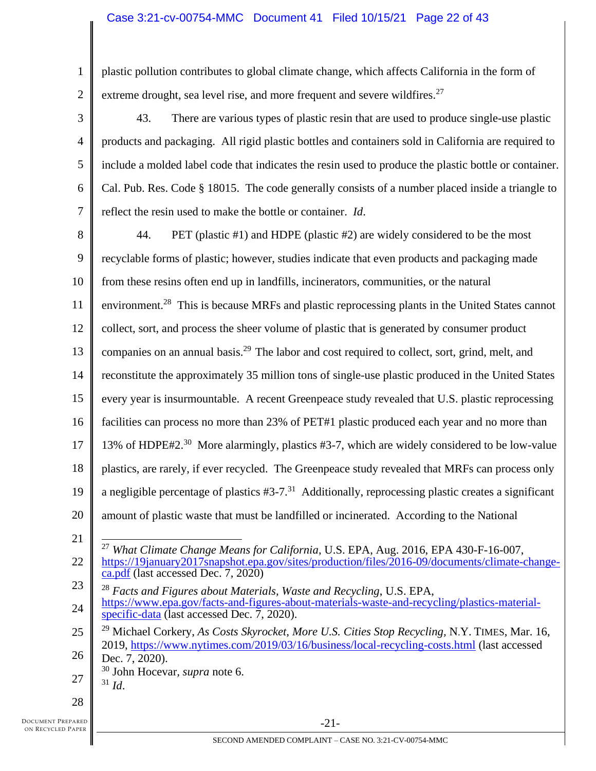plastic pollution contributes to global climate change, which affects California in the form of extreme drought, sea level rise, and more frequent and severe wildfires.[27]

43. There are various types of plastic resin that are used to produce single-use plastic products and packaging. All rigid plastic bottles and containers sold in California are required to include a molded label code that indicates the resin used to produce the plastic bottle or container. Cal. Pub. Res. Code § 18015. The code generally consists of a number placed inside a triangle to reflect the resin used to make the bottle or container. *Id*.

44. PET (plastic #1) and HDPE (plastic #2) are widely considered to be the most recyclable forms of plastic; however, studies indicate that even products and packaging made from these resins often end up in landfills, incinerators, communities, or the natural environment.[28] This is because MRFs and plastic reprocessing plants in the United States cannot collect, sort, and process the sheer volume of plastic that is generated by consumer product companies on an annual basis.[29] The labor and cost required to collect, sort, grind, melt, and reconstitute the approximately 35 million tons of single-use plastic produced in the United States every year is insurmountable. A recent Greenpeace study revealed that U.S. plastic reprocessing facilities can process no more than 23% of PET#1 plastic produced each year and no more than 13% of HDPE#2.[30] More alarmingly, plastics #3-7, which are widely considered to be low-value plastics, are rarely, if ever recycled. The Greenpeace study revealed that MRFs can process only a negligible percentage of plastics #3-7.[31] Additionally, reprocessing plastic creates a significant amount of plastic waste that must be landfilled or incinerated. According to the National

---

[27] *What Climate Change Means for California*, U.S. EPA, Aug. 2016, EPA 430-F-16-007, https://19january2017snapshot.epa.gov/sites/production/files/2016-09/documents/climate-change-ca.pdf (last accessed Dec. 7, 2020)

[28] *Facts and Figures about Materials, Waste and Recycling*, U.S. EPA, https://www.epa.gov/facts-and-figures-about-materials-waste-and-recycling/plastics-material-specific-data (last accessed Dec. 7, 2020).

[29] Michael Corkery, *As Costs Skyrocket, More U.S. Cities Stop Recycling*, N.Y. TIMES, Mar. 16, 2019, https://www.nytimes.com/2019/03/16/business/local-recycling-costs.html (last accessed Dec. 7, 2020).

[30] John Hocevar, *supra* note 6.

[31] *Id*.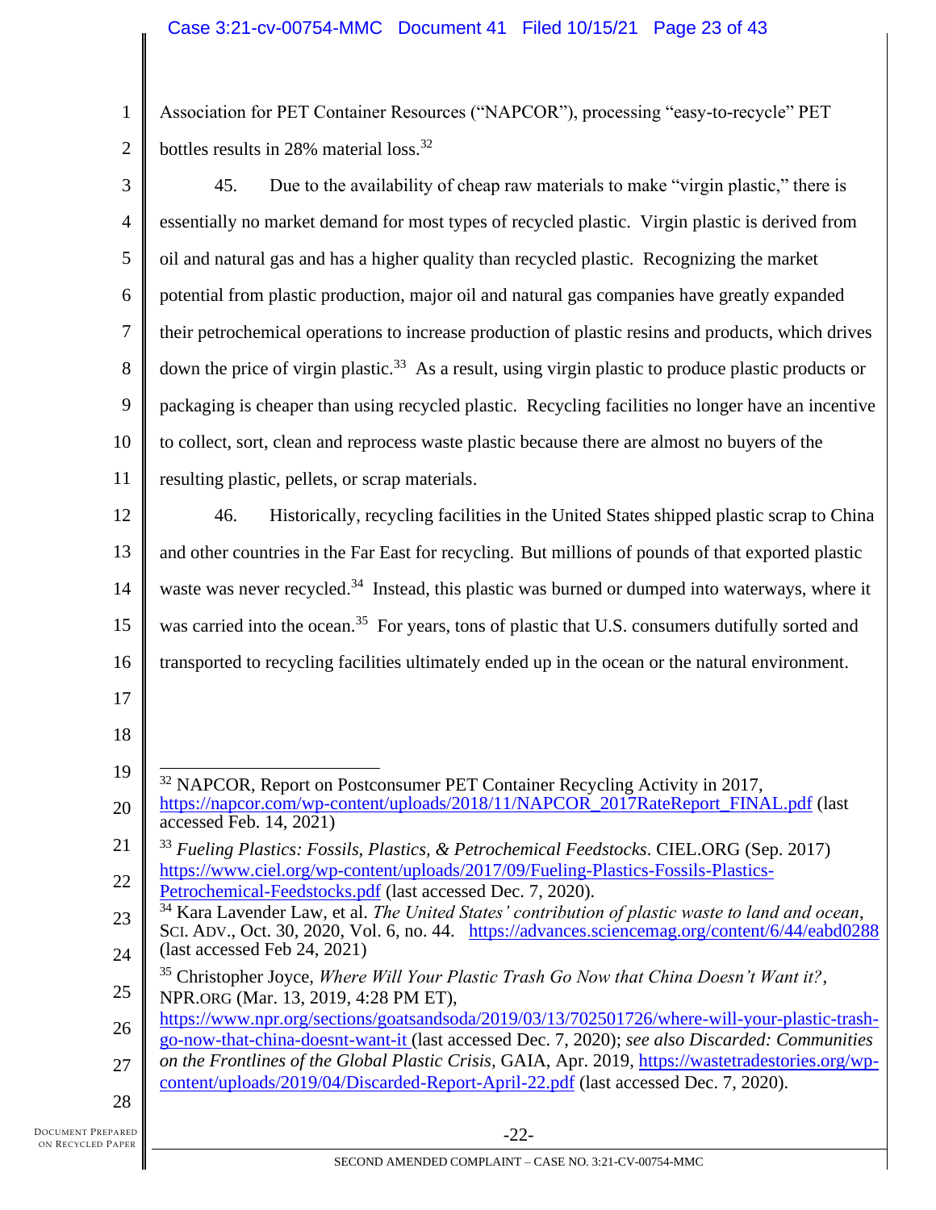Association for PET Container Resources ("NAPCOR"), processing "easy-to-recycle" PET bottles results in 28% material loss.[32]

45. Due to the availability of cheap raw materials to make "virgin plastic," there is essentially no market demand for most types of recycled plastic. Virgin plastic is derived from oil and natural gas and has a higher quality than recycled plastic. Recognizing the market potential from plastic production, major oil and natural gas companies have greatly expanded their petrochemical operations to increase production of plastic resins and products, which drives down the price of virgin plastic.[33] As a result, using virgin plastic to produce plastic products or packaging is cheaper than using recycled plastic. Recycling facilities no longer have an incentive to collect, sort, clean and reprocess waste plastic because there are almost no buyers of the resulting plastic, pellets, or scrap materials.

46. Historically, recycling facilities in the United States shipped plastic scrap to China and other countries in the Far East for recycling. But millions of pounds of that exported plastic waste was never recycled.[34] Instead, this plastic was burned or dumped into waterways, where it was carried into the ocean.[35] For years, tons of plastic that U.S. consumers dutifully sorted and transported to recycling facilities ultimately ended up in the ocean or the natural environment.

---

[32] NAPCOR, Report on Postconsumer PET Container Recycling Activity in 2017, https://napcor.com/wp-content/uploads/2018/11/NAPCOR_2017RateReport_FINAL.pdf (last accessed Feb. 14, 2021)

[33] *Fueling Plastics: Fossils, Plastics, & Petrochemical Feedstocks*. CIEL.ORG (Sep. 2017) https://www.ciel.org/wp-content/uploads/2017/09/Fueling-Plastics-Fossils-Plastics-Petrochemical-Feedstocks.pdf (last accessed Dec. 7, 2020).

[34] Kara Lavender Law, et al. *The United States' contribution of plastic waste to land and ocean*, SCI. ADV., Oct. 30, 2020, Vol. 6, no. 44. https://advances.sciencemag.org/content/6/44/eabd0288 (last accessed Feb 24, 2021)

[35] Christopher Joyce, *Where Will Your Plastic Trash Go Now that China Doesn't Want it?*, NPR.ORG (Mar. 13, 2019, 4:28 PM ET), https://www.npr.org/sections/goatsandsoda/2019/03/13/702501726/where-will-your-plastic-trash-go-now-that-china-doesnt-want-it (last accessed Dec. 7, 2020); *see also Discarded: Communities on the Frontlines of the Global Plastic Crisis*, GAIA, Apr. 2019, https://wastetradestories.org/wp-content/uploads/2019/04/Discarded-Report-April-22.pdf (last accessed Dec. 7, 2020).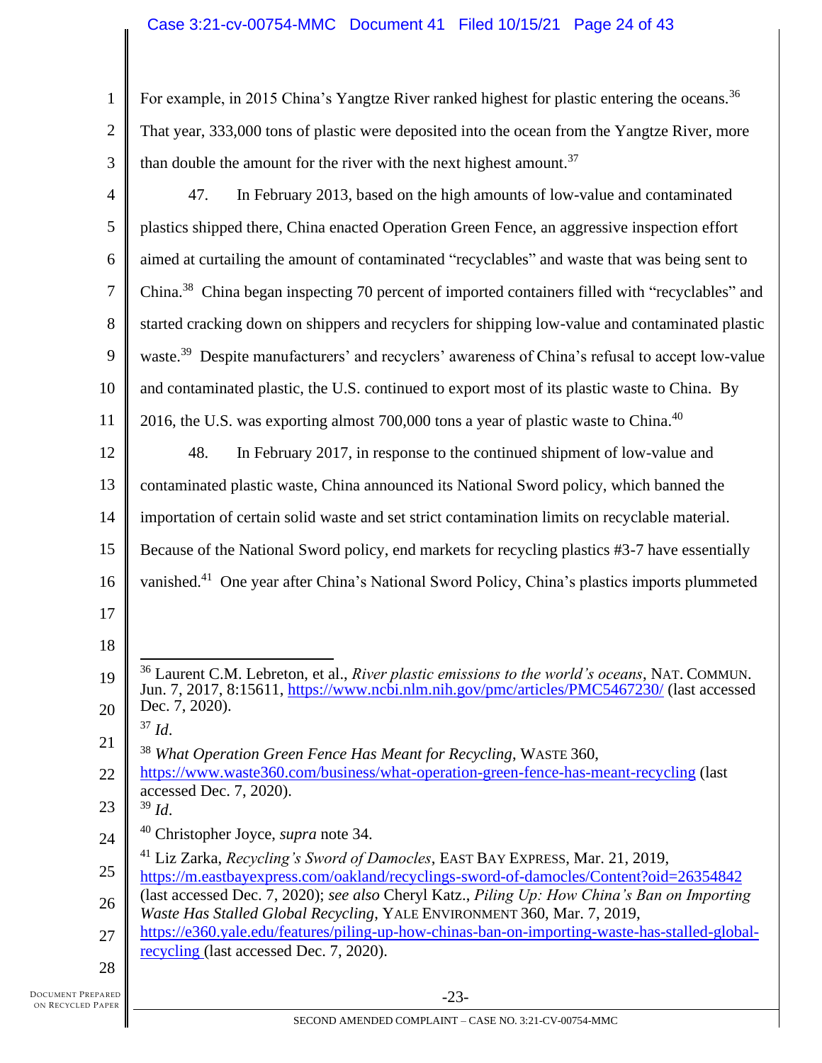For example, in 2015 China's Yangtze River ranked highest for plastic entering the oceans.[36] That year, 333,000 tons of plastic were deposited into the ocean from the Yangtze River, more than double the amount for the river with the next highest amount.[37]

47. In February 2013, based on the high amounts of low-value and contaminated plastics shipped there, China enacted Operation Green Fence, an aggressive inspection effort aimed at curtailing the amount of contaminated "recyclables" and waste that was being sent to China.[38] China began inspecting 70 percent of imported containers filled with "recyclables" and started cracking down on shippers and recyclers for shipping low-value and contaminated plastic waste.[39] Despite manufacturers' and recyclers' awareness of China's refusal to accept low-value and contaminated plastic, the U.S. continued to export most of its plastic waste to China. By 2016, the U.S. was exporting almost 700,000 tons a year of plastic waste to China.[40]

48. In February 2017, in response to the continued shipment of low-value and contaminated plastic waste, China announced its National Sword policy, which banned the importation of certain solid waste and set strict contamination limits on recyclable material. Because of the National Sword policy, end markets for recycling plastics #3-7 have essentially vanished.[41] One year after China's National Sword Policy, China's plastics imports plummeted

---

[36] Laurent C.M. Lebreton, et al., *River plastic emissions to the world's oceans*, NAT. COMMUN. Jun. 7, 2017, 8:15611, https://www.ncbi.nlm.nih.gov/pmc/articles/PMC5467230/ (last accessed Dec. 7, 2020).

[37] *Id*.

[38] *What Operation Green Fence Has Meant for Recycling*, WASTE 360, https://www.waste360.com/business/what-operation-green-fence-has-meant-recycling (last accessed Dec. 7, 2020).

[39] *Id*.

[40] Christopher Joyce, *supra* note 34.

[41] Liz Zarka, *Recycling's Sword of Damocles*, EAST BAY EXPRESS, Mar. 21, 2019, https://m.eastbayexpress.com/oakland/recyclings-sword-of-damocles/Content?oid=26354842 (last accessed Dec. 7, 2020); *see also* Cheryl Katz., *Piling Up: How China's Ban on Importing Waste Has Stalled Global Recycling*, YALE ENVIRONMENT 360, Mar. 7, 2019, https://e360.yale.edu/features/piling-up-how-chinas-ban-on-importing-waste-has-stalled-global-recycling (last accessed Dec. 7, 2020).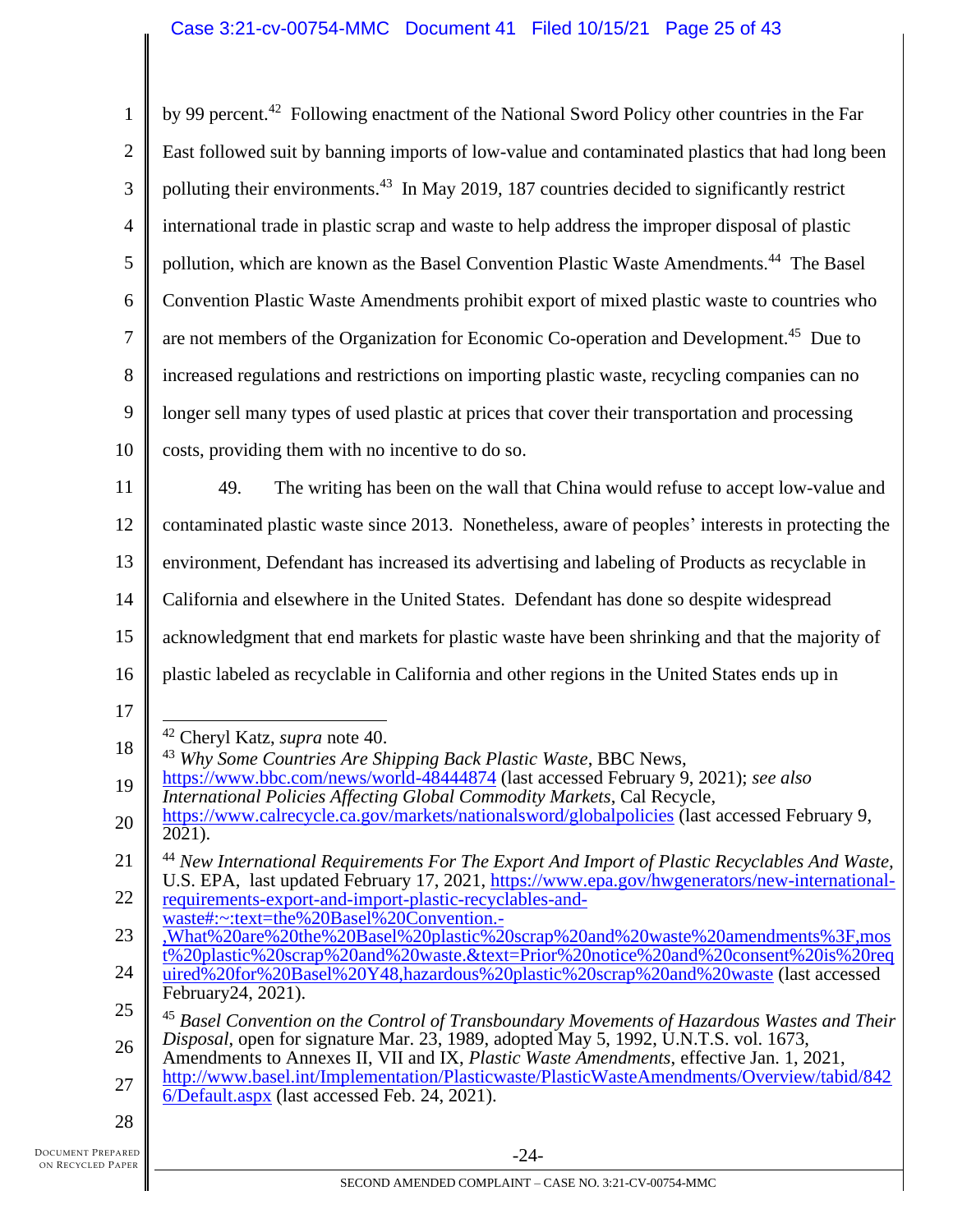by 99 percent.[42] Following enactment of the National Sword Policy other countries in the Far East followed suit by banning imports of low-value and contaminated plastics that had long been polluting their environments.[43] In May 2019, 187 countries decided to significantly restrict international trade in plastic scrap and waste to help address the improper disposal of plastic pollution, which are known as the Basel Convention Plastic Waste Amendments.[44] The Basel Convention Plastic Waste Amendments prohibit export of mixed plastic waste to countries who are not members of the Organization for Economic Co-operation and Development.[45] Due to increased regulations and restrictions on importing plastic waste, recycling companies can no longer sell many types of used plastic at prices that cover their transportation and processing costs, providing them with no incentive to do so.

49. The writing has been on the wall that China would refuse to accept low-value and contaminated plastic waste since 2013. Nonetheless, aware of peoples' interests in protecting the environment, Defendant has increased its advertising and labeling of Products as recyclable in California and elsewhere in the United States. Defendant has done so despite widespread acknowledgment that end markets for plastic waste have been shrinking and that the majority of plastic labeled as recyclable in California and other regions in the United States ends up in

---

[42] Cheryl Katz, *supra* note 40.

[43] *Why Some Countries Are Shipping Back Plastic Waste*, BBC News, https://www.bbc.com/news/world-48444874 (last accessed February 9, 2021); *see also International Policies Affecting Global Commodity Markets*, Cal Recycle, https://www.calrecycle.ca.gov/markets/nationalsword/globalpolicies (last accessed February 9, 2021).

[44] *New International Requirements For The Export And Import of Plastic Recyclables And Waste,* U.S. EPA, last updated February 17, 2021, https://www.epa.gov/hwgenerators/new-international-requirements-export-and-import-plastic-recyclables-and-waste#:~:text=the%20Basel%20Convention.-,What%20are%20the%20Basel%20plastic%20scrap%20and%20waste%20amendments%3F,most%20plastic%20scrap%20and%20waste.&text=Prior%20notice%20and%20consent%20is%20required%20for%20Basel%20Y48,hazardous%20plastic%20scrap%20and%20waste (last accessed February24, 2021).

[45] *Basel Convention on the Control of Transboundary Movements of Hazardous Wastes and Their Disposal*, open for signature Mar. 23, 1989, adopted May 5, 1992, U.N.T.S. vol. 1673, Amendments to Annexes II, VII and IX, *Plastic Waste Amendments*, effective Jan. 1, 2021, http://www.basel.int/Implementation/Plasticwaste/PlasticWasteAmendments/Overview/tabid/8426/Default.aspx (last accessed Feb. 24, 2021).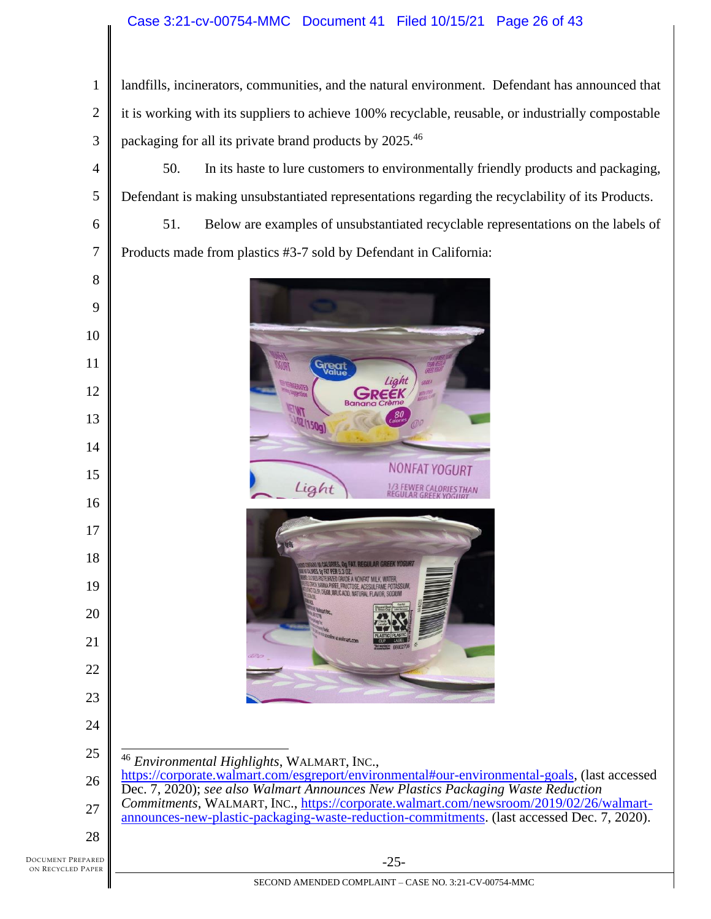landfills, incinerators, communities, and the natural environment. Defendant has announced that it is working with its suppliers to achieve 100% recyclable, reusable, or industrially compostable packaging for all its private brand products by 2025.[46]

50. In its haste to lure customers to environmentally friendly products and packaging, Defendant is making unsubstantiated representations regarding the recyclability of its Products.

51. Below are examples of unsubstantiated recyclable representations on the labels of Products made from plastics #3-7 sold by Defendant in California:

---

[46] *Environmental Highlights*, WALMART, INC., https://corporate.walmart.com/esgreport/environmental#our-environmental-goals, (last accessed Dec. 7, 2020); *see also Walmart Announces New Plastics Packaging Waste Reduction Commitments*, WALMART, INC., https://corporate.walmart.com/newsroom/2019/02/26/walmart-announces-new-plastic-packaging-waste-reduction-commitments. (last accessed Dec. 7, 2020).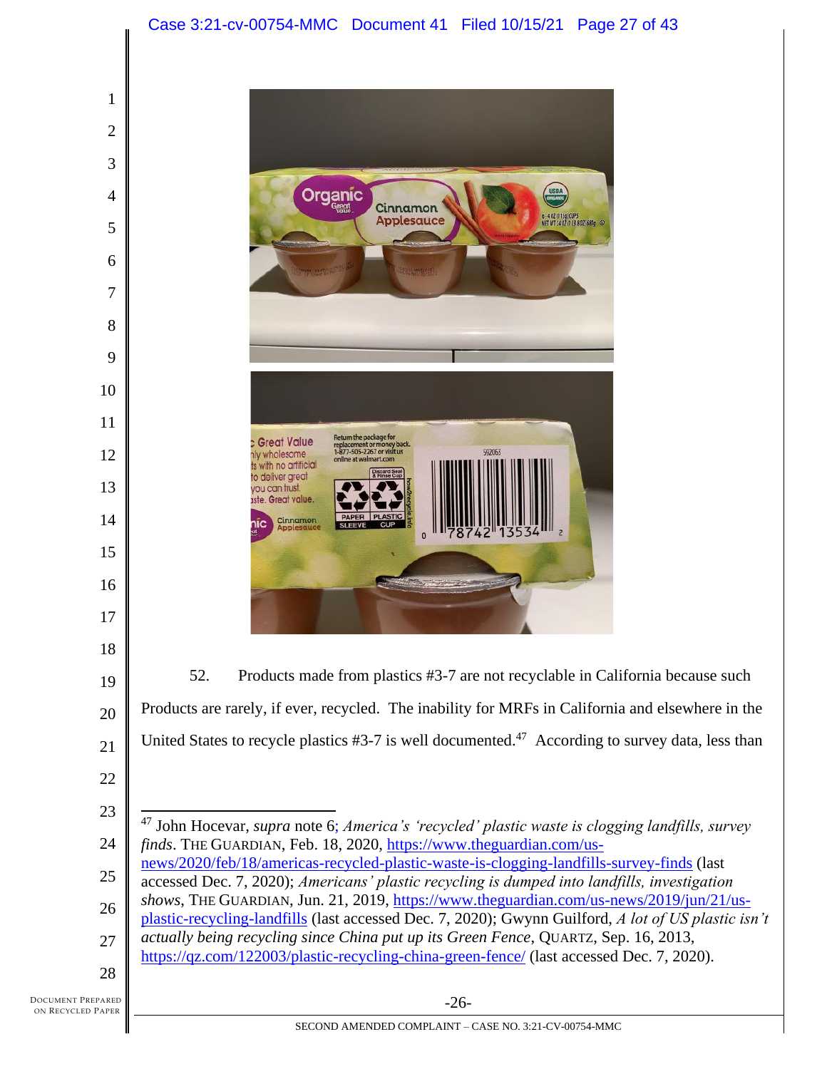52. Products made from plastics #3-7 are not recyclable in California because such Products are rarely, if ever, recycled. The inability for MRFs in California and elsewhere in the United States to recycle plastics #3-7 is well documented.[47] According to survey data, less than

---

[47] John Hocevar, *supra* note 6; *America's 'recycled' plastic waste is clogging landfills, survey finds*. THE GUARDIAN, Feb. 18, 2020, https://www.theguardian.com/us-news/2020/feb/18/americas-recycled-plastic-waste-is-clogging-landfills-survey-finds (last accessed Dec. 7, 2020); *Americans' plastic recycling is dumped into landfills, investigation shows*, THE GUARDIAN, Jun. 21, 2019, https://www.theguardian.com/us-news/2019/jun/21/us-plastic-recycling-landfills (last accessed Dec. 7, 2020); Gwynn Guilford, *A lot of US plastic isn't actually being recycling since China put up its Green Fence*, QUARTZ, Sep. 16, 2013, https://qz.com/122003/plastic-recycling-china-green-fence/ (last accessed Dec. 7, 2020).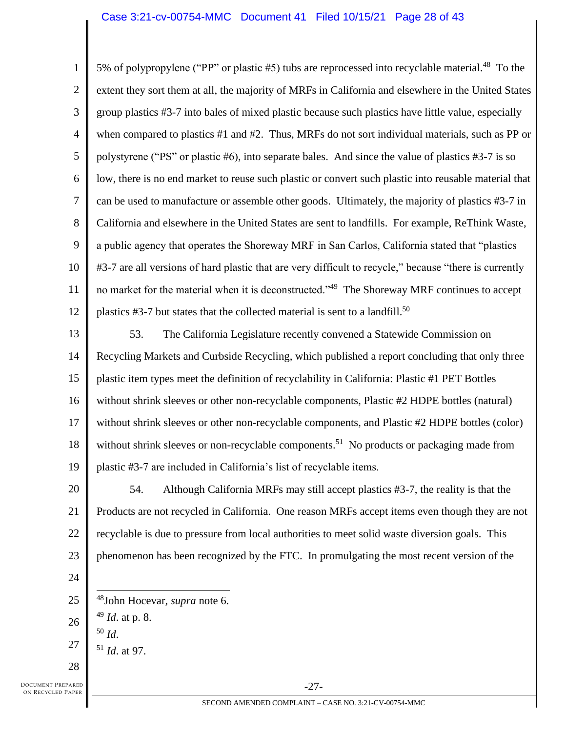5% of polypropylene ("PP" or plastic #5) tubs are reprocessed into recyclable material.[48] To the extent they sort them at all, the majority of MRFs in California and elsewhere in the United States group plastics #3-7 into bales of mixed plastic because such plastics have little value, especially when compared to plastics #1 and #2. Thus, MRFs do not sort individual materials, such as PP or polystyrene ("PS" or plastic #6), into separate bales. And since the value of plastics #3-7 is so low, there is no end market to reuse such plastic or convert such plastic into reusable material that can be used to manufacture or assemble other goods. Ultimately, the majority of plastics #3-7 in California and elsewhere in the United States are sent to landfills. For example, ReThink Waste, a public agency that operates the Shoreway MRF in San Carlos, California stated that "plastics #3-7 are all versions of hard plastic that are very difficult to recycle," because "there is currently no market for the material when it is deconstructed."[49] The Shoreway MRF continues to accept plastics #3-7 but states that the collected material is sent to a landfill.[50]

53. The California Legislature recently convened a Statewide Commission on Recycling Markets and Curbside Recycling, which published a report concluding that only three plastic item types meet the definition of recyclability in California: Plastic #1 PET Bottles without shrink sleeves or other non-recyclable components, Plastic #2 HDPE bottles (natural) without shrink sleeves or other non-recyclable components, and Plastic #2 HDPE bottles (color) without shrink sleeves or non-recyclable components.[51] No products or packaging made from plastic #3-7 are included in California's list of recyclable items.

54. Although California MRFs may still accept plastics #3-7, the reality is that the Products are not recycled in California. One reason MRFs accept items even though they are not recyclable is due to pressure from local authorities to meet solid waste diversion goals. This phenomenon has been recognized by the FTC. In promulgating the most recent version of the

---

[48] John Hocevar, *supra* note 6.

[49] *Id*. at p. 8.

[50] *Id*.

[51] *Id*. at 97.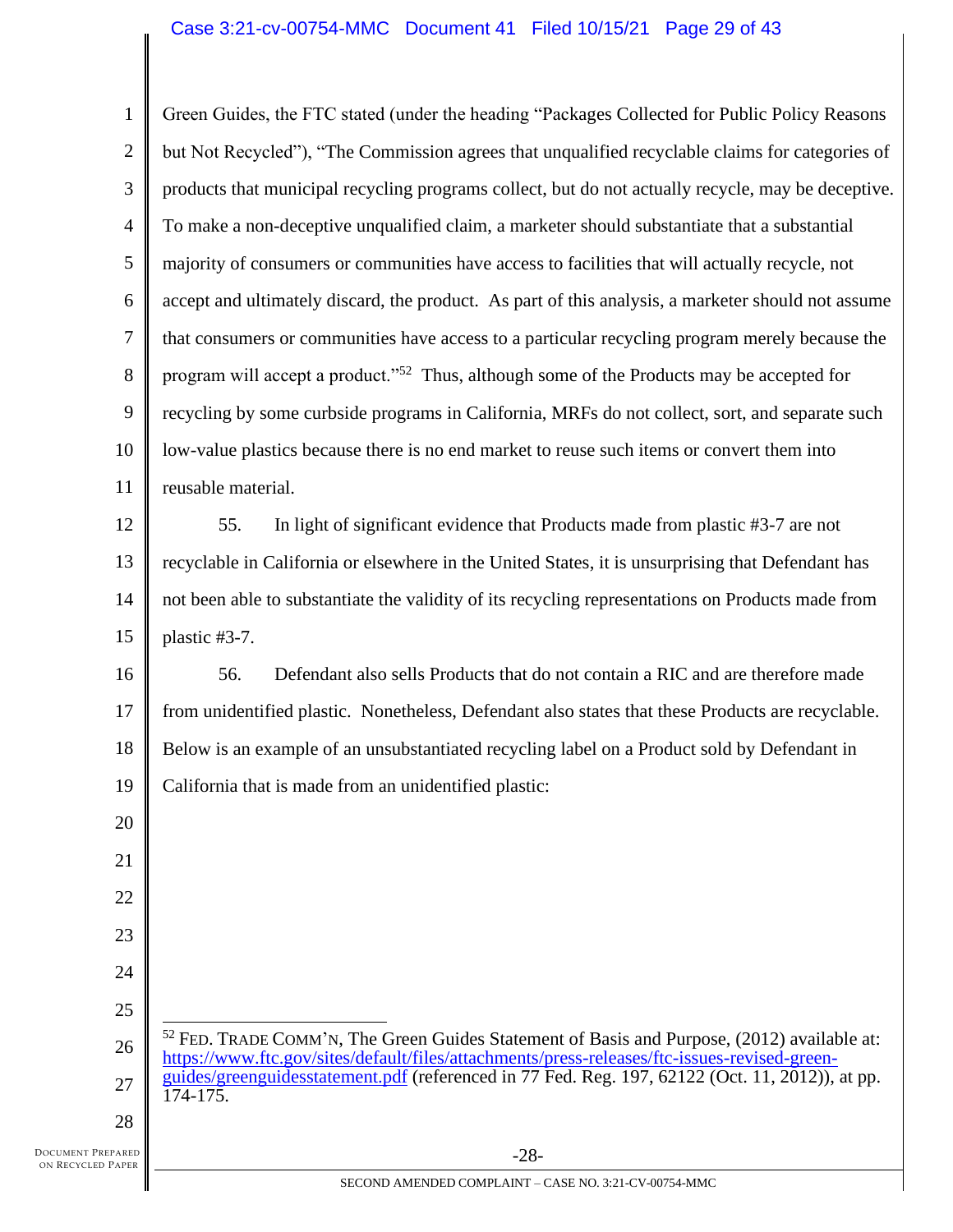Green Guides, the FTC stated (under the heading "Packages Collected for Public Policy Reasons but Not Recycled"), "The Commission agrees that unqualified recyclable claims for categories of products that municipal recycling programs collect, but do not actually recycle, may be deceptive. To make a non-deceptive unqualified claim, a marketer should substantiate that a substantial majority of consumers or communities have access to facilities that will actually recycle, not accept and ultimately discard, the product. As part of this analysis, a marketer should not assume that consumers or communities have access to a particular recycling program merely because the program will accept a product."[52] Thus, although some of the Products may be accepted for recycling by some curbside programs in California, MRFs do not collect, sort, and separate such low-value plastics because there is no end market to reuse such items or convert them into reusable material.

55. In light of significant evidence that Products made from plastic #3-7 are not recyclable in California or elsewhere in the United States, it is unsurprising that Defendant has not been able to substantiate the validity of its recycling representations on Products made from plastic #3-7.

56. Defendant also sells Products that do not contain a RIC and are therefore made from unidentified plastic. Nonetheless, Defendant also states that these Products are recyclable. Below is an example of an unsubstantiated recycling label on a Product sold by Defendant in California that is made from an unidentified plastic:

---

[52] FED. TRADE COMM'N, The Green Guides Statement of Basis and Purpose, (2012) available at: https://www.ftc.gov/sites/default/files/attachments/press-releases/ftc-issues-revised-green-guides/greenguidesstatement.pdf (referenced in 77 Fed. Reg. 197, 62122 (Oct. 11, 2012)), at pp. 174-175.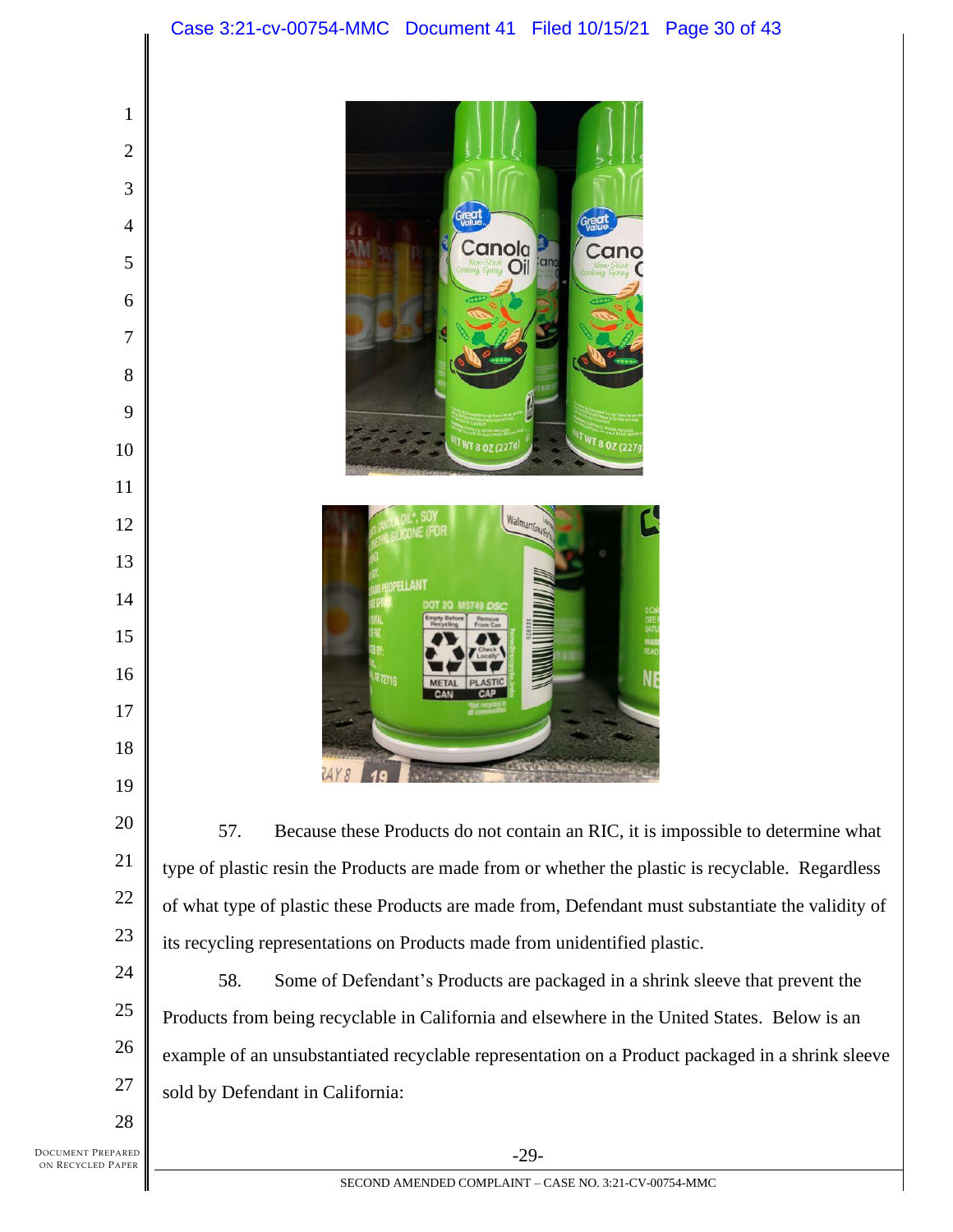57. Because these Products do not contain an RIC, it is impossible to determine what type of plastic resin the Products are made from or whether the plastic is recyclable. Regardless of what type of plastic these Products are made from, Defendant must substantiate the validity of its recycling representations on Products made from unidentified plastic.

58. Some of Defendant's Products are packaged in a shrink sleeve that prevent the Products from being recyclable in California and elsewhere in the United States. Below is an example of an unsubstantiated recyclable representation on a Product packaged in a shrink sleeve sold by Defendant in California: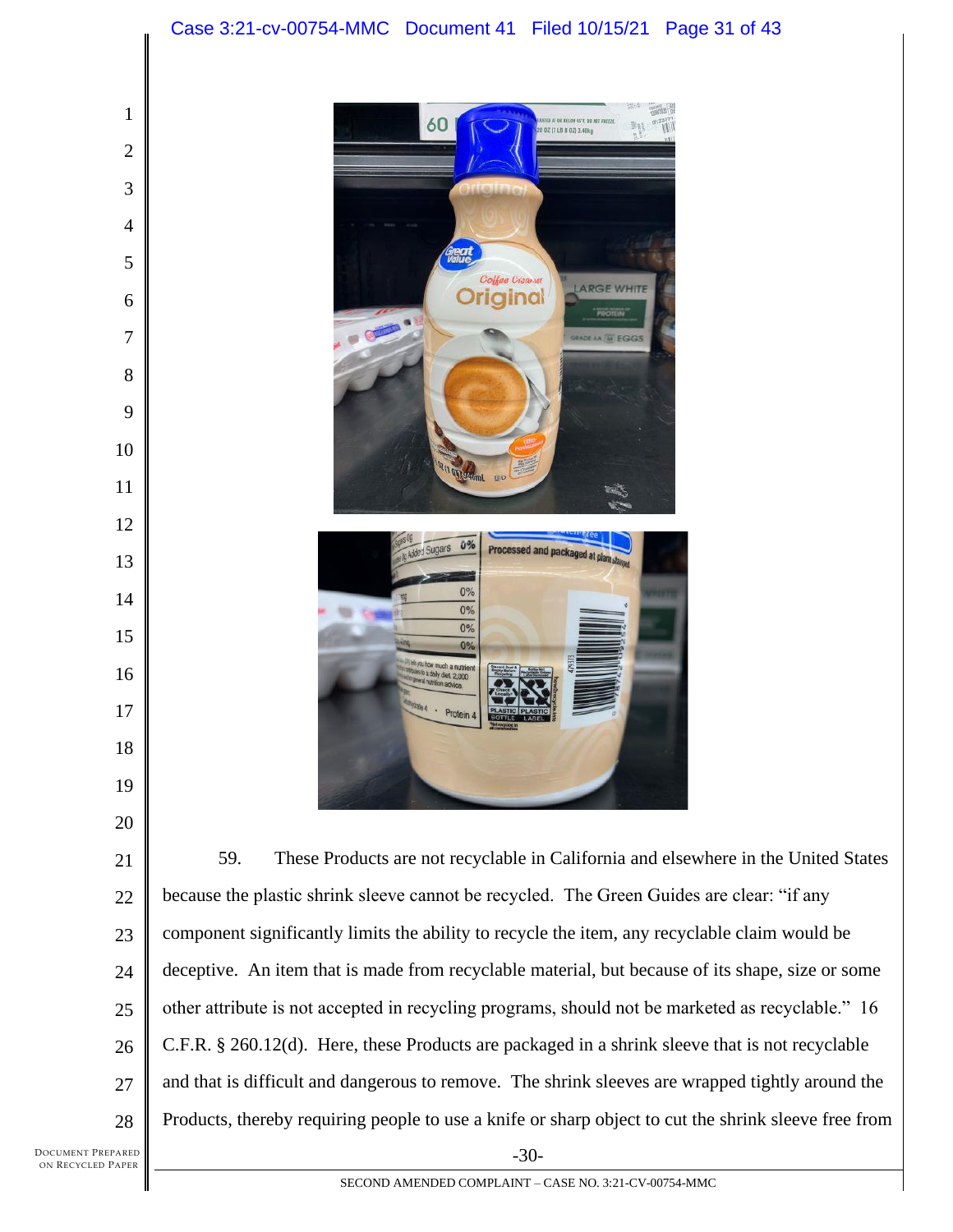59. These Products are not recyclable in California and elsewhere in the United States because the plastic shrink sleeve cannot be recycled. The Green Guides are clear: "if any component significantly limits the ability to recycle the item, any recyclable claim would be deceptive. An item that is made from recyclable material, but because of its shape, size or some other attribute is not accepted in recycling programs, should not be marketed as recyclable." 16 C.F.R. § 260.12(d). Here, these Products are packaged in a shrink sleeve that is not recyclable and that is difficult and dangerous to remove. The shrink sleeves are wrapped tightly around the Products, thereby requiring people to use a knife or sharp object to cut the shrink sleeve free from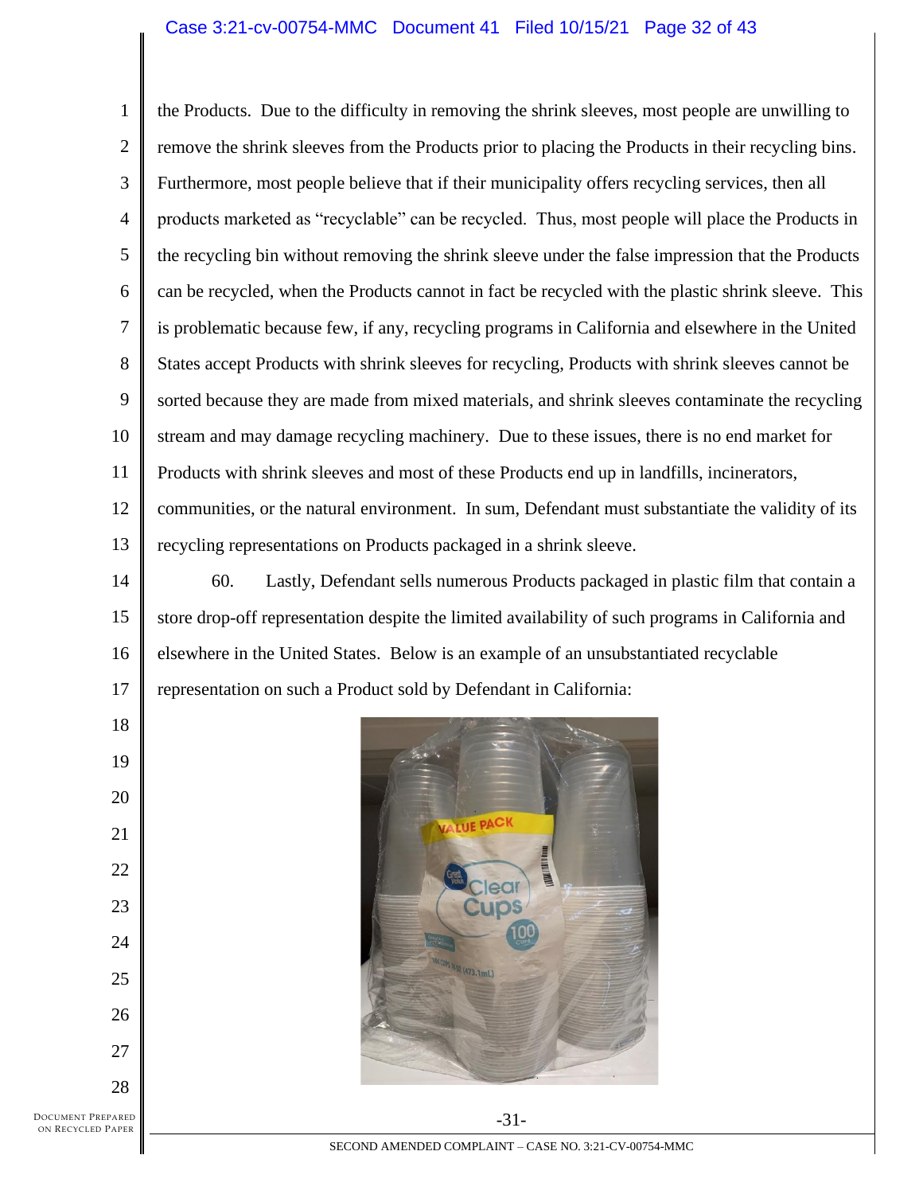the Products. Due to the difficulty in removing the shrink sleeves, most people are unwilling to remove the shrink sleeves from the Products prior to placing the Products in their recycling bins. Furthermore, most people believe that if their municipality offers recycling services, then all products marketed as "recyclable" can be recycled. Thus, most people will place the Products in the recycling bin without removing the shrink sleeve under the false impression that the Products can be recycled, when the Products cannot in fact be recycled with the plastic shrink sleeve. This is problematic because few, if any, recycling programs in California and elsewhere in the United States accept Products with shrink sleeves for recycling, Products with shrink sleeves cannot be sorted because they are made from mixed materials, and shrink sleeves contaminate the recycling stream and may damage recycling machinery. Due to these issues, there is no end market for Products with shrink sleeves and most of these Products end up in landfills, incinerators, communities, or the natural environment. In sum, Defendant must substantiate the validity of its recycling representations on Products packaged in a shrink sleeve.

60. Lastly, Defendant sells numerous Products packaged in plastic film that contain a store drop-off representation despite the limited availability of such programs in California and elsewhere in the United States. Below is an example of an unsubstantiated recyclable representation on such a Product sold by Defendant in California: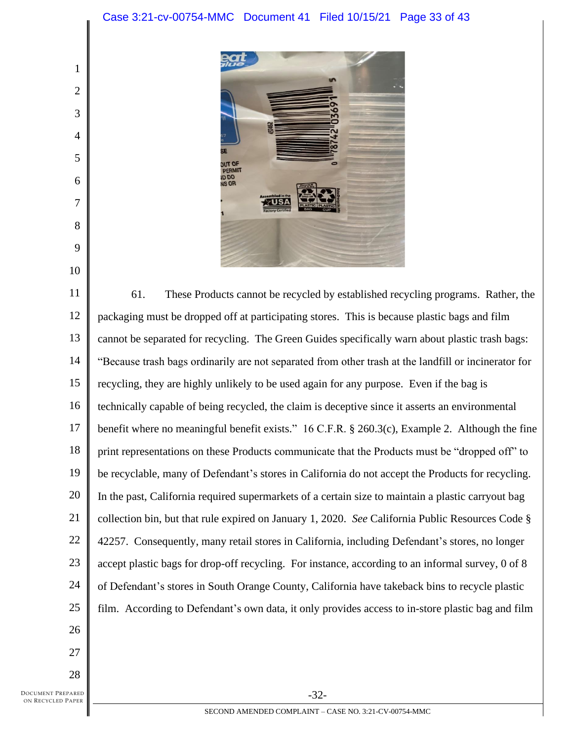61. These Products cannot be recycled by established recycling programs. Rather, the packaging must be dropped off at participating stores. This is because plastic bags and film cannot be separated for recycling. The Green Guides specifically warn about plastic trash bags: "Because trash bags ordinarily are not separated from other trash at the landfill or incinerator for recycling, they are highly unlikely to be used again for any purpose. Even if the bag is technically capable of being recycled, the claim is deceptive since it asserts an environmental benefit where no meaningful benefit exists." 16 C.F.R. § 260.3(c), Example 2. Although the fine print representations on these Products communicate that the Products must be "dropped off" to be recyclable, many of Defendant's stores in California do not accept the Products for recycling. In the past, California required supermarkets of a certain size to maintain a plastic carryout bag collection bin, but that rule expired on January 1, 2020. *See* California Public Resources Code § 42257. Consequently, many retail stores in California, including Defendant's stores, no longer accept plastic bags for drop-off recycling. For instance, according to an informal survey, 0 of 8 of Defendant's stores in South Orange County, California have takeback bins to recycle plastic film. According to Defendant's own data, it only provides access to in-store plastic bag and film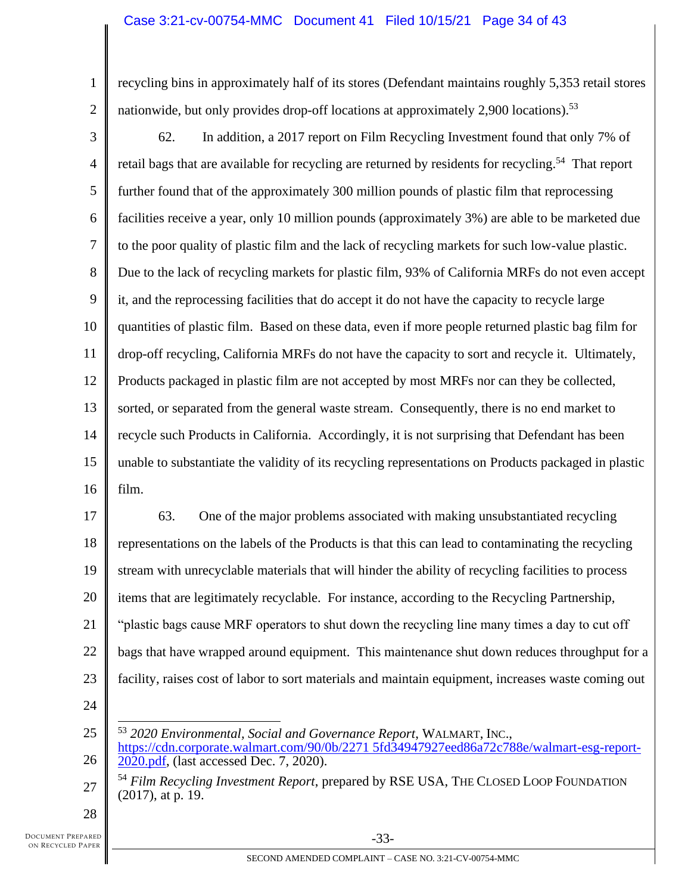recycling bins in approximately half of its stores (Defendant maintains roughly 5,353 retail stores nationwide, but only provides drop-off locations at approximately 2,900 locations).[53]

62. In addition, a 2017 report on Film Recycling Investment found that only 7% of retail bags that are available for recycling are returned by residents for recycling.[54] That report further found that of the approximately 300 million pounds of plastic film that reprocessing facilities receive a year, only 10 million pounds (approximately 3%) are able to be marketed due to the poor quality of plastic film and the lack of recycling markets for such low-value plastic. Due to the lack of recycling markets for plastic film, 93% of California MRFs do not even accept it, and the reprocessing facilities that do accept it do not have the capacity to recycle large quantities of plastic film. Based on these data, even if more people returned plastic bag film for drop-off recycling, California MRFs do not have the capacity to sort and recycle it. Ultimately, Products packaged in plastic film are not accepted by most MRFs nor can they be collected, sorted, or separated from the general waste stream. Consequently, there is no end market to recycle such Products in California. Accordingly, it is not surprising that Defendant has been unable to substantiate the validity of its recycling representations on Products packaged in plastic film.

63. One of the major problems associated with making unsubstantiated recycling representations on the labels of the Products is that this can lead to contaminating the recycling stream with unrecyclable materials that will hinder the ability of recycling facilities to process items that are legitimately recyclable. For instance, according to the Recycling Partnership, "plastic bags cause MRF operators to shut down the recycling line many times a day to cut off bags that have wrapped around equipment. This maintenance shut down reduces throughput for a facility, raises cost of labor to sort materials and maintain equipment, increases waste coming out

---

[53] *2020 Environmental, Social and Governance Report*, WALMART, INC., https://cdn.corporate.walmart.com/90/0b/2271 5fd34947927eed86a72c788e/walmart-esg-report-2020.pdf, (last accessed Dec. 7, 2020).

[54] *Film Recycling Investment Report*, prepared by RSE USA, THE CLOSED LOOP FOUNDATION (2017), at p. 19.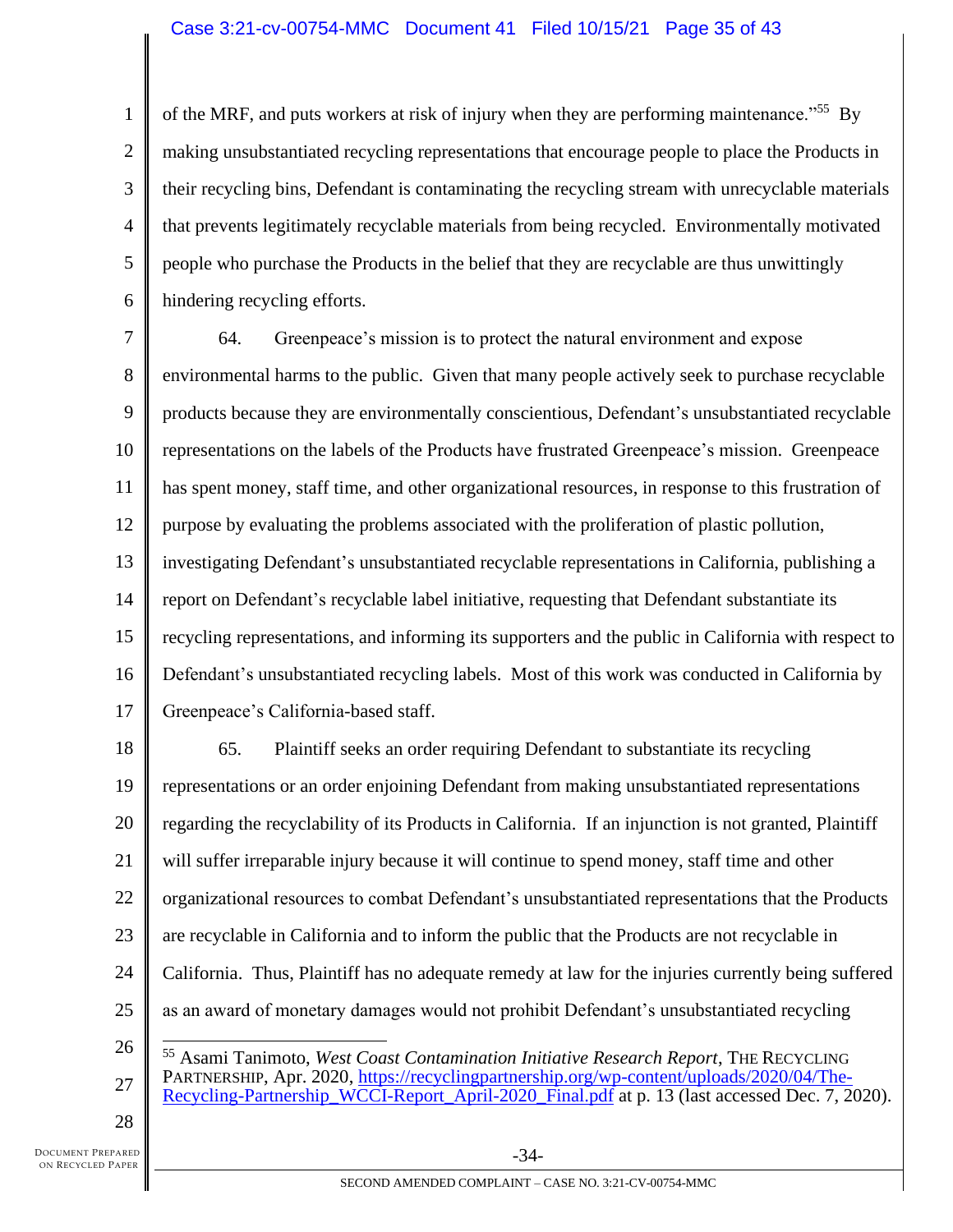of the MRF, and puts workers at risk of injury when they are performing maintenance."[55] By making unsubstantiated recycling representations that encourage people to place the Products in their recycling bins, Defendant is contaminating the recycling stream with unrecyclable materials that prevents legitimately recyclable materials from being recycled. Environmentally motivated people who purchase the Products in the belief that they are recyclable are thus unwittingly hindering recycling efforts.

64. Greenpeace's mission is to protect the natural environment and expose environmental harms to the public. Given that many people actively seek to purchase recyclable products because they are environmentally conscientious, Defendant's unsubstantiated recyclable representations on the labels of the Products have frustrated Greenpeace's mission. Greenpeace has spent money, staff time, and other organizational resources, in response to this frustration of purpose by evaluating the problems associated with the proliferation of plastic pollution, investigating Defendant's unsubstantiated recyclable representations in California, publishing a report on Defendant's recyclable label initiative, requesting that Defendant substantiate its recycling representations, and informing its supporters and the public in California with respect to Defendant's unsubstantiated recycling labels. Most of this work was conducted in California by Greenpeace's California-based staff.

65. Plaintiff seeks an order requiring Defendant to substantiate its recycling representations or an order enjoining Defendant from making unsubstantiated representations regarding the recyclability of its Products in California. If an injunction is not granted, Plaintiff will suffer irreparable injury because it will continue to spend money, staff time and other organizational resources to combat Defendant's unsubstantiated representations that the Products are recyclable in California and to inform the public that the Products are not recyclable in California. Thus, Plaintiff has no adequate remedy at law for the injuries currently being suffered as an award of monetary damages would not prohibit Defendant's unsubstantiated recycling

---

[55] Asami Tanimoto, *West Coast Contamination Initiative Research Report*, THE RECYCLING PARTNERSHIP, Apr. 2020, https://recyclingpartnership.org/wp-content/uploads/2020/04/The-Recycling-Partnership_WCCI-Report_April-2020_Final.pdf at p. 13 (last accessed Dec. 7, 2020).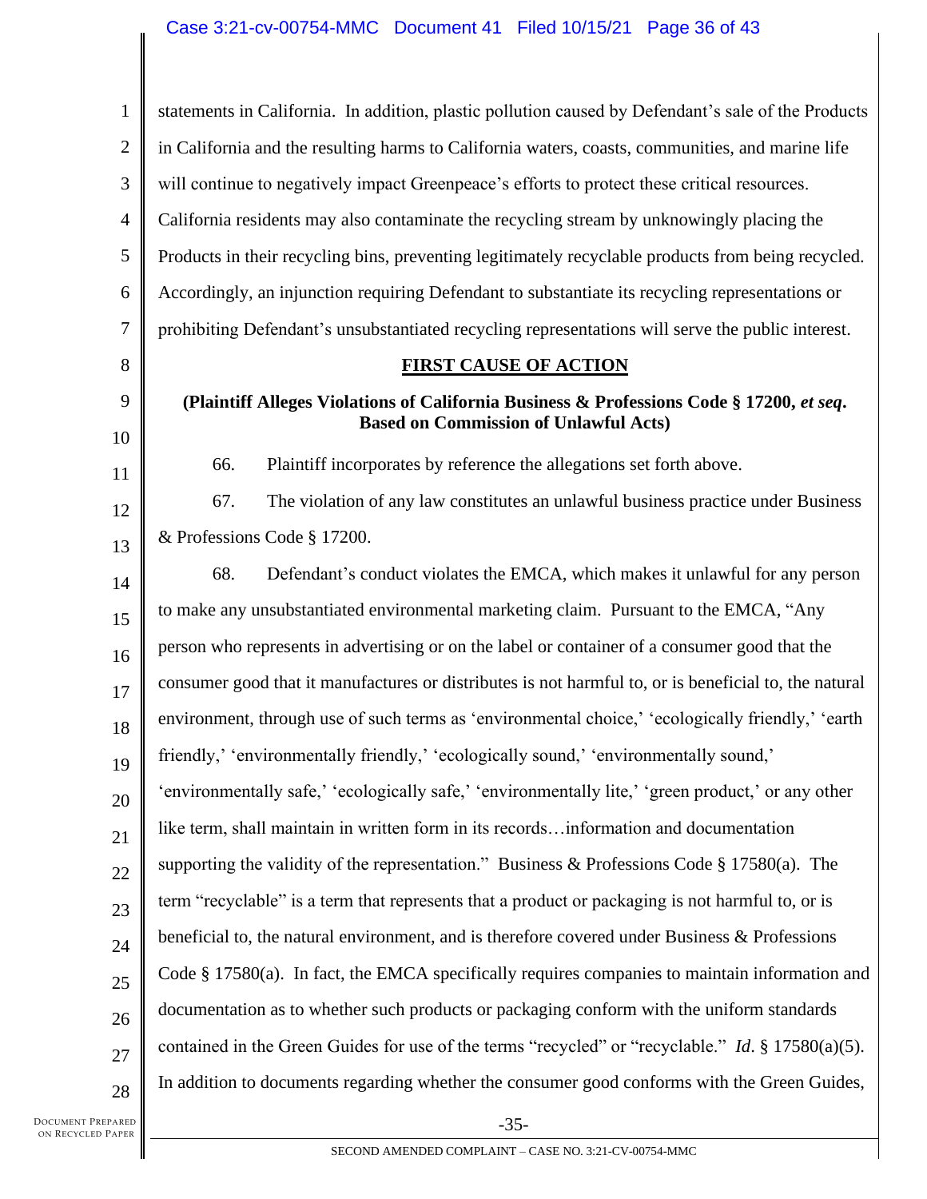statements in California. In addition, plastic pollution caused by Defendant's sale of the Products in California and the resulting harms to California waters, coasts, communities, and marine life will continue to negatively impact Greenpeace's efforts to protect these critical resources. California residents may also contaminate the recycling stream by unknowingly placing the Products in their recycling bins, preventing legitimately recyclable products from being recycled. Accordingly, an injunction requiring Defendant to substantiate its recycling representations or prohibiting Defendant's unsubstantiated recycling representations will serve the public interest.

**FIRST CAUSE OF ACTION**

**(Plaintiff Alleges Violations of California Business & Professions Code § 17200, *et seq*. Based on Commission of Unlawful Acts)**

66. Plaintiff incorporates by reference the allegations set forth above.

67. The violation of any law constitutes an unlawful business practice under Business & Professions Code § 17200.

68. Defendant's conduct violates the EMCA, which makes it unlawful for any person to make any unsubstantiated environmental marketing claim. Pursuant to the EMCA, "Any person who represents in advertising or on the label or container of a consumer good that the consumer good that it manufactures or distributes is not harmful to, or is beneficial to, the natural environment, through use of such terms as 'environmental choice,' 'ecologically friendly,' 'earth friendly,' 'environmentally friendly,' 'ecologically sound,' 'environmentally sound,' 'environmentally safe,' 'ecologically safe,' 'environmentally lite,' 'green product,' or any other like term, shall maintain in written form in its records…information and documentation supporting the validity of the representation." Business & Professions Code § 17580(a). The term "recyclable" is a term that represents that a product or packaging is not harmful to, or is beneficial to, the natural environment, and is therefore covered under Business & Professions Code § 17580(a). In fact, the EMCA specifically requires companies to maintain information and documentation as to whether such products or packaging conform with the uniform standards contained in the Green Guides for use of the terms "recycled" or "recyclable." *Id*. § 17580(a)(5). In addition to documents regarding whether the consumer good conforms with the Green Guides,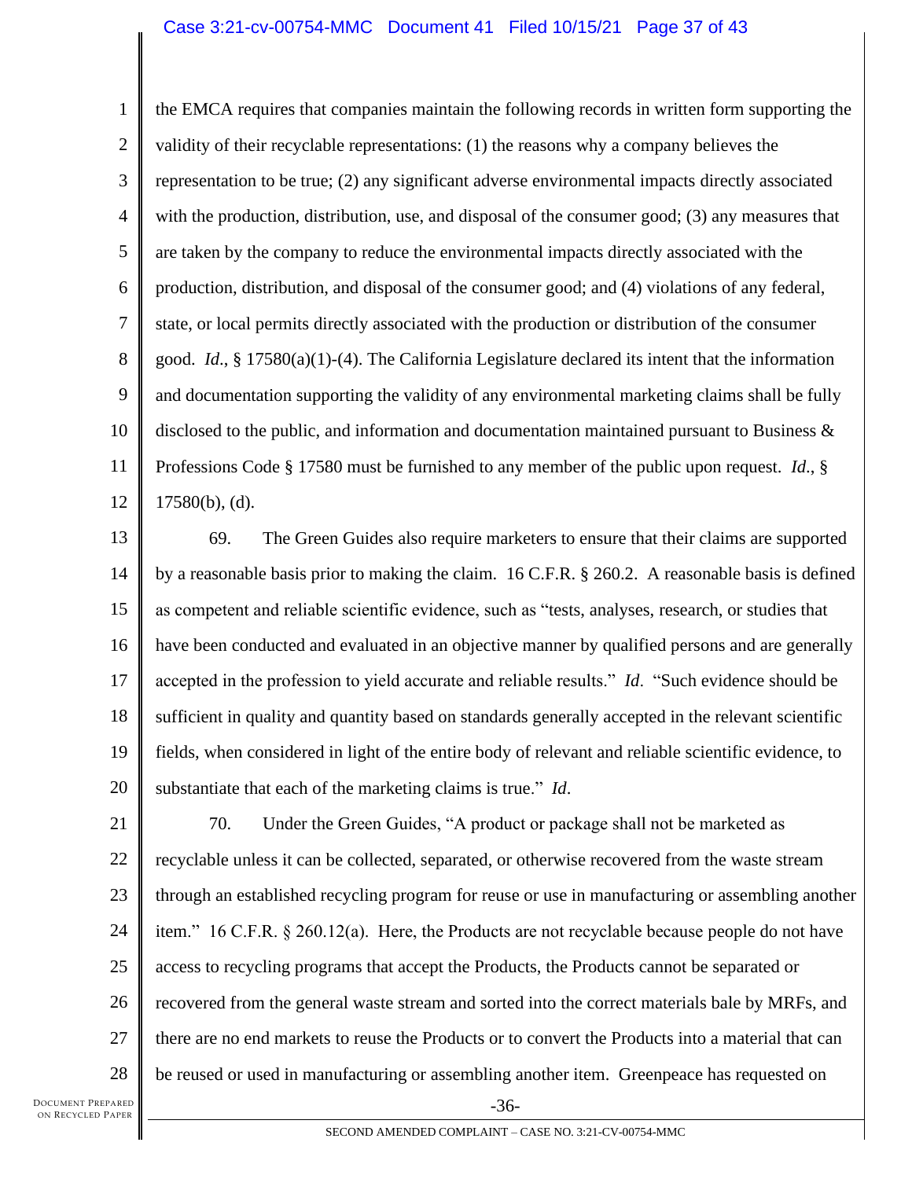the EMCA requires that companies maintain the following records in written form supporting the validity of their recyclable representations: (1) the reasons why a company believes the representation to be true; (2) any significant adverse environmental impacts directly associated with the production, distribution, use, and disposal of the consumer good; (3) any measures that are taken by the company to reduce the environmental impacts directly associated with the production, distribution, and disposal of the consumer good; and (4) violations of any federal, state, or local permits directly associated with the production or distribution of the consumer good. *Id*., § 17580(a)(1)-(4). The California Legislature declared its intent that the information and documentation supporting the validity of any environmental marketing claims shall be fully disclosed to the public, and information and documentation maintained pursuant to Business & Professions Code § 17580 must be furnished to any member of the public upon request. *Id*., § 17580(b), (d).

69. The Green Guides also require marketers to ensure that their claims are supported by a reasonable basis prior to making the claim. 16 C.F.R. § 260.2. A reasonable basis is defined as competent and reliable scientific evidence, such as "tests, analyses, research, or studies that have been conducted and evaluated in an objective manner by qualified persons and are generally accepted in the profession to yield accurate and reliable results." *Id*. "Such evidence should be sufficient in quality and quantity based on standards generally accepted in the relevant scientific fields, when considered in light of the entire body of relevant and reliable scientific evidence, to substantiate that each of the marketing claims is true." *Id*.

70. Under the Green Guides, "A product or package shall not be marketed as recyclable unless it can be collected, separated, or otherwise recovered from the waste stream through an established recycling program for reuse or use in manufacturing or assembling another item." 16 C.F.R. § 260.12(a). Here, the Products are not recyclable because people do not have access to recycling programs that accept the Products, the Products cannot be separated or recovered from the general waste stream and sorted into the correct materials bale by MRFs, and there are no end markets to reuse the Products or to convert the Products into a material that can be reused or used in manufacturing or assembling another item. Greenpeace has requested on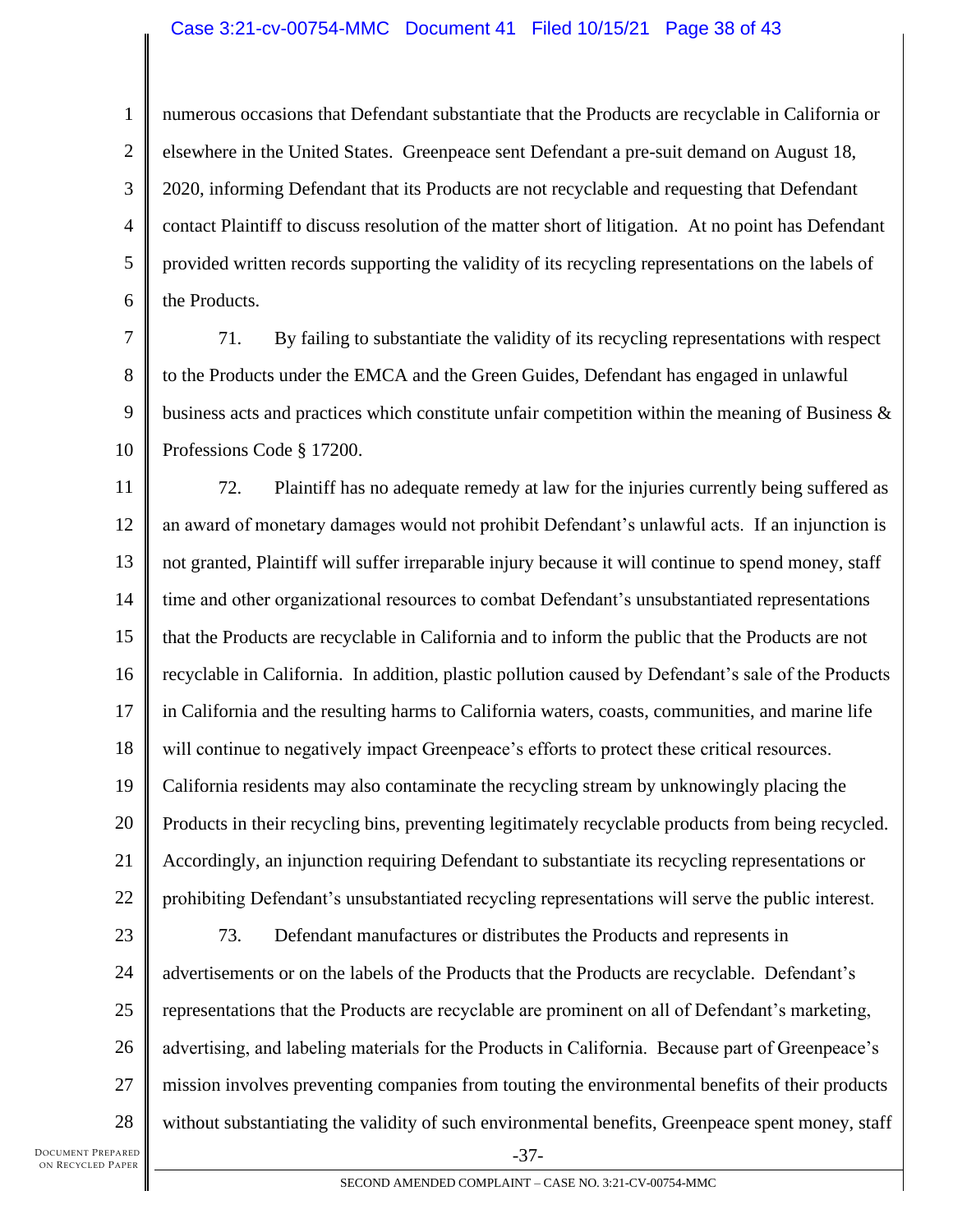numerous occasions that Defendant substantiate that the Products are recyclable in California or elsewhere in the United States. Greenpeace sent Defendant a pre-suit demand on August 18, 2020, informing Defendant that its Products are not recyclable and requesting that Defendant contact Plaintiff to discuss resolution of the matter short of litigation. At no point has Defendant provided written records supporting the validity of its recycling representations on the labels of the Products.

71. By failing to substantiate the validity of its recycling representations with respect to the Products under the EMCA and the Green Guides, Defendant has engaged in unlawful business acts and practices which constitute unfair competition within the meaning of Business & Professions Code § 17200.

72. Plaintiff has no adequate remedy at law for the injuries currently being suffered as an award of monetary damages would not prohibit Defendant's unlawful acts. If an injunction is not granted, Plaintiff will suffer irreparable injury because it will continue to spend money, staff time and other organizational resources to combat Defendant's unsubstantiated representations that the Products are recyclable in California and to inform the public that the Products are not recyclable in California. In addition, plastic pollution caused by Defendant's sale of the Products in California and the resulting harms to California waters, coasts, communities, and marine life will continue to negatively impact Greenpeace's efforts to protect these critical resources. California residents may also contaminate the recycling stream by unknowingly placing the Products in their recycling bins, preventing legitimately recyclable products from being recycled. Accordingly, an injunction requiring Defendant to substantiate its recycling representations or prohibiting Defendant's unsubstantiated recycling representations will serve the public interest.

73. Defendant manufactures or distributes the Products and represents in advertisements or on the labels of the Products that the Products are recyclable. Defendant's representations that the Products are recyclable are prominent on all of Defendant's marketing, advertising, and labeling materials for the Products in California. Because part of Greenpeace's mission involves preventing companies from touting the environmental benefits of their products without substantiating the validity of such environmental benefits, Greenpeace spent money, staff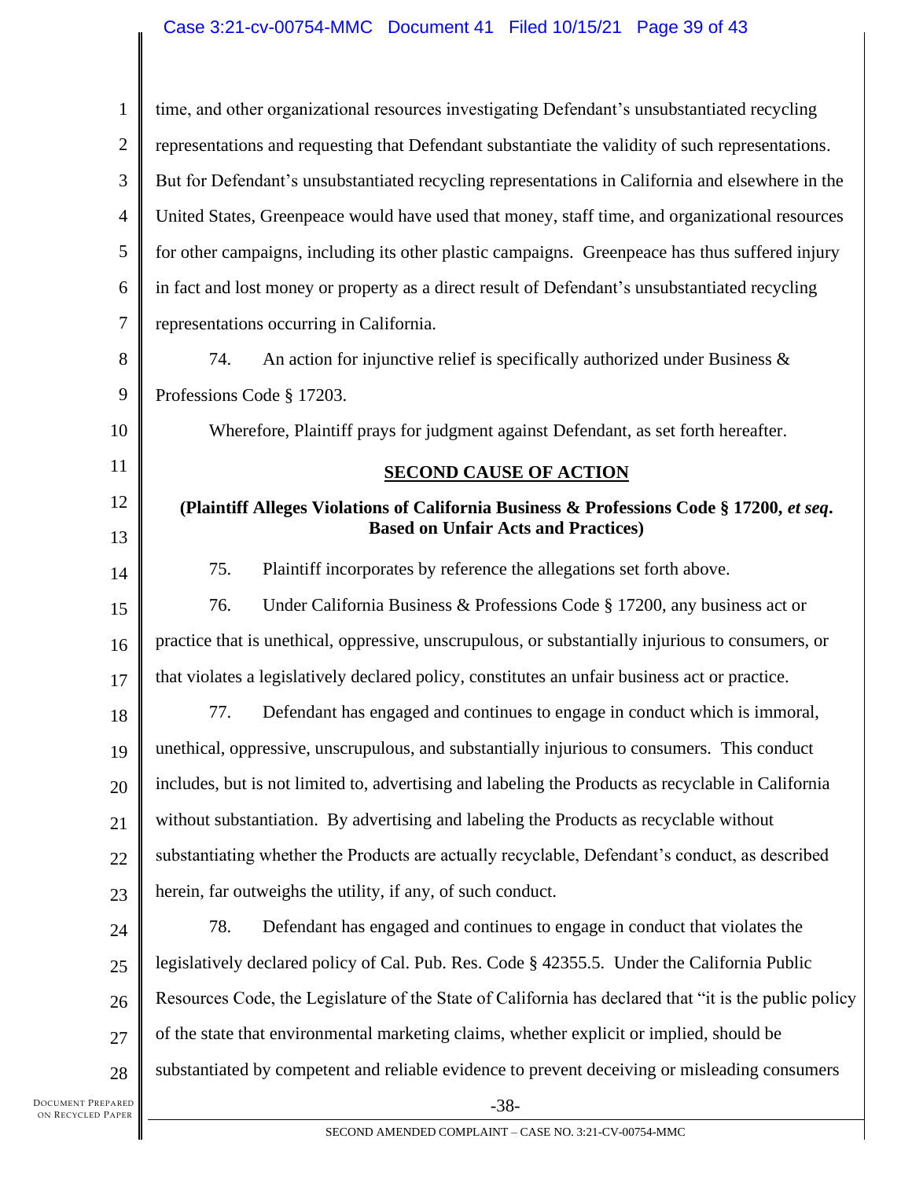time, and other organizational resources investigating Defendant's unsubstantiated recycling representations and requesting that Defendant substantiate the validity of such representations. But for Defendant's unsubstantiated recycling representations in California and elsewhere in the United States, Greenpeace would have used that money, staff time, and organizational resources for other campaigns, including its other plastic campaigns. Greenpeace has thus suffered injury in fact and lost money or property as a direct result of Defendant's unsubstantiated recycling representations occurring in California.

74. An action for injunctive relief is specifically authorized under Business & Professions Code § 17203.

Wherefore, Plaintiff prays for judgment against Defendant, as set forth hereafter.

## SECOND CAUSE OF ACTION

**(Plaintiff Alleges Violations of California Business & Professions Code § 17200, *et seq*. Based on Unfair Acts and Practices)**

75. Plaintiff incorporates by reference the allegations set forth above.

76. Under California Business & Professions Code § 17200, any business act or practice that is unethical, oppressive, unscrupulous, or substantially injurious to consumers, or that violates a legislatively declared policy, constitutes an unfair business act or practice.

77. Defendant has engaged and continues to engage in conduct which is immoral, unethical, oppressive, unscrupulous, and substantially injurious to consumers. This conduct includes, but is not limited to, advertising and labeling the Products as recyclable in California without substantiation. By advertising and labeling the Products as recyclable without substantiating whether the Products are actually recyclable, Defendant's conduct, as described herein, far outweighs the utility, if any, of such conduct.

78. Defendant has engaged and continues to engage in conduct that violates the legislatively declared policy of Cal. Pub. Res. Code § 42355.5. Under the California Public Resources Code, the Legislature of the State of California has declared that "it is the public policy of the state that environmental marketing claims, whether explicit or implied, should be substantiated by competent and reliable evidence to prevent deceiving or misleading consumers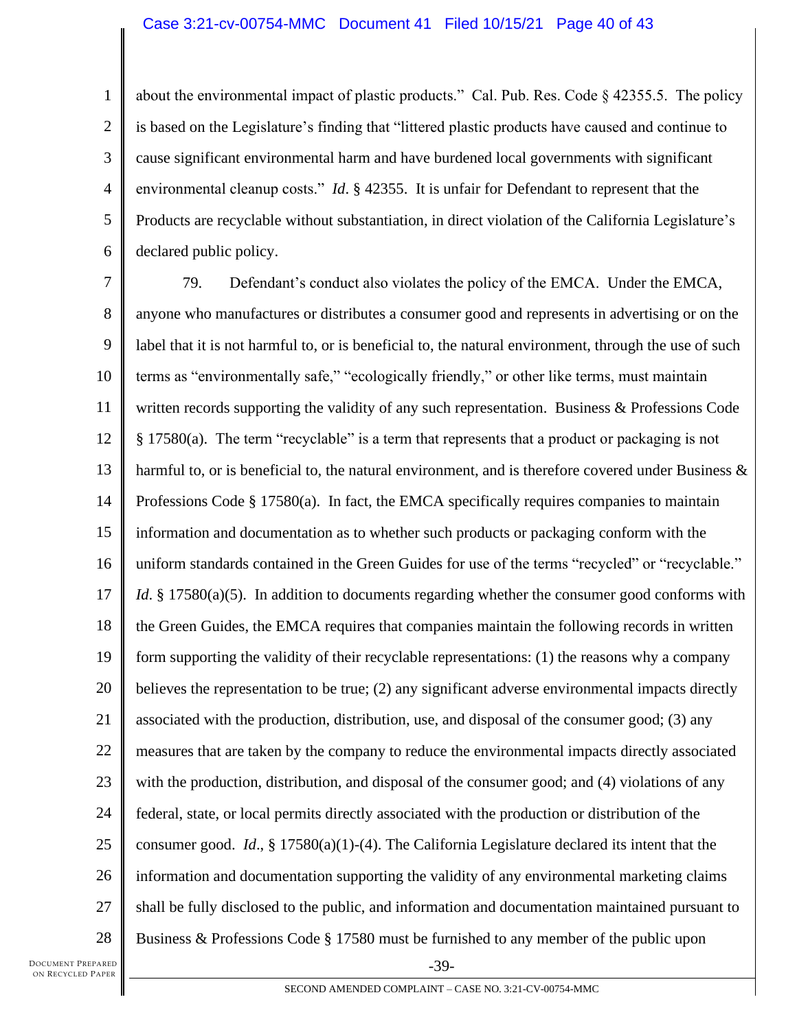about the environmental impact of plastic products." Cal. Pub. Res. Code § 42355.5. The policy is based on the Legislature's finding that "littered plastic products have caused and continue to cause significant environmental harm and have burdened local governments with significant environmental cleanup costs." *Id*. § 42355. It is unfair for Defendant to represent that the Products are recyclable without substantiation, in direct violation of the California Legislature's declared public policy.

79. Defendant's conduct also violates the policy of the EMCA. Under the EMCA, anyone who manufactures or distributes a consumer good and represents in advertising or on the label that it is not harmful to, or is beneficial to, the natural environment, through the use of such terms as "environmentally safe," "ecologically friendly," or other like terms, must maintain written records supporting the validity of any such representation. Business & Professions Code § 17580(a). The term "recyclable" is a term that represents that a product or packaging is not harmful to, or is beneficial to, the natural environment, and is therefore covered under Business & Professions Code § 17580(a). In fact, the EMCA specifically requires companies to maintain information and documentation as to whether such products or packaging conform with the uniform standards contained in the Green Guides for use of the terms "recycled" or "recyclable." *Id*. § 17580(a)(5). In addition to documents regarding whether the consumer good conforms with the Green Guides, the EMCA requires that companies maintain the following records in written form supporting the validity of their recyclable representations: (1) the reasons why a company believes the representation to be true; (2) any significant adverse environmental impacts directly associated with the production, distribution, use, and disposal of the consumer good; (3) any measures that are taken by the company to reduce the environmental impacts directly associated with the production, distribution, and disposal of the consumer good; and (4) violations of any federal, state, or local permits directly associated with the production or distribution of the consumer good. *Id*., § 17580(a)(1)-(4). The California Legislature declared its intent that the information and documentation supporting the validity of any environmental marketing claims shall be fully disclosed to the public, and information and documentation maintained pursuant to Business & Professions Code § 17580 must be furnished to any member of the public upon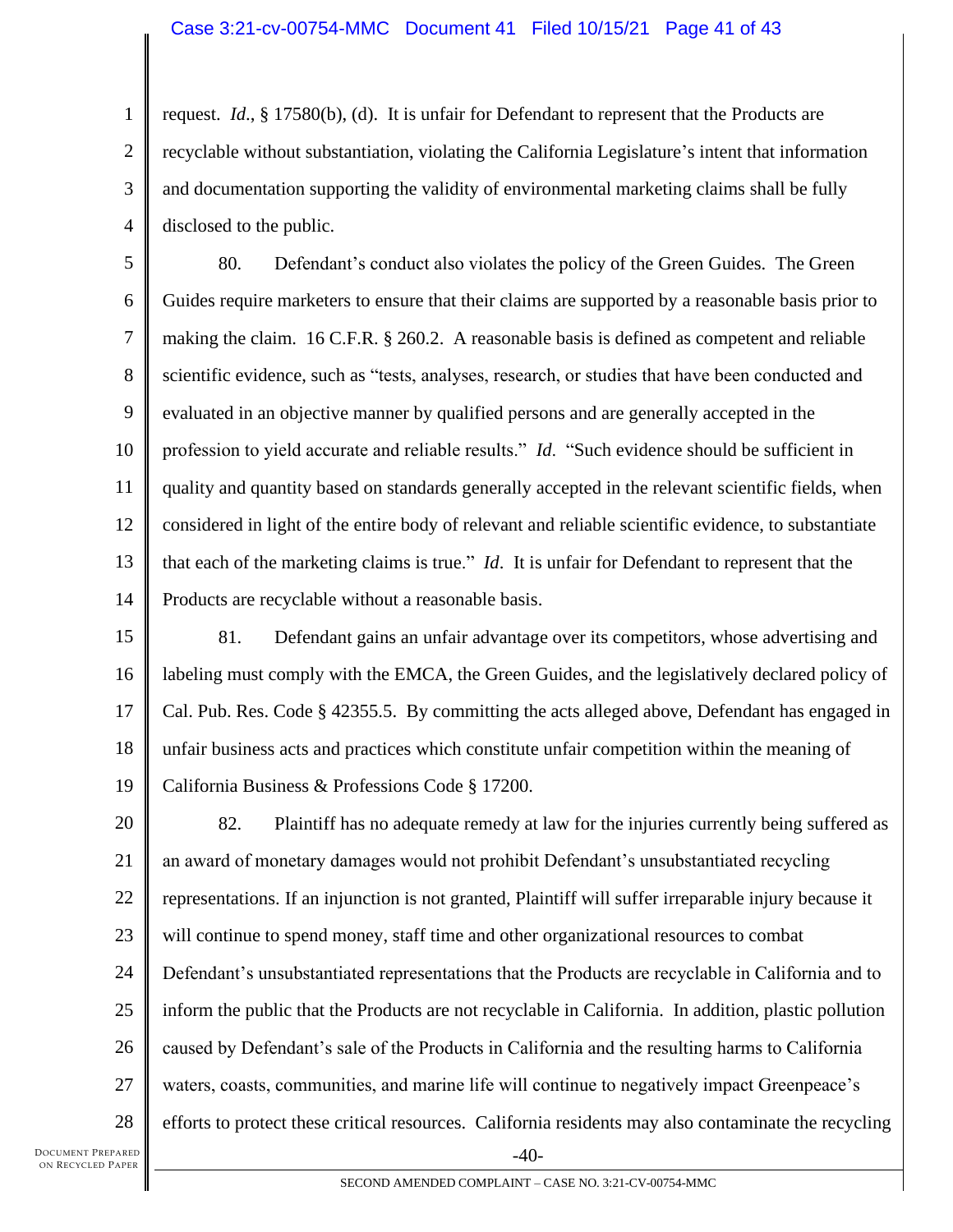request. *Id*., § 17580(b), (d). It is unfair for Defendant to represent that the Products are recyclable without substantiation, violating the California Legislature's intent that information and documentation supporting the validity of environmental marketing claims shall be fully disclosed to the public.

80. Defendant's conduct also violates the policy of the Green Guides. The Green Guides require marketers to ensure that their claims are supported by a reasonable basis prior to making the claim. 16 C.F.R. § 260.2. A reasonable basis is defined as competent and reliable scientific evidence, such as "tests, analyses, research, or studies that have been conducted and evaluated in an objective manner by qualified persons and are generally accepted in the profession to yield accurate and reliable results." *Id*. "Such evidence should be sufficient in quality and quantity based on standards generally accepted in the relevant scientific fields, when considered in light of the entire body of relevant and reliable scientific evidence, to substantiate that each of the marketing claims is true." *Id*. It is unfair for Defendant to represent that the Products are recyclable without a reasonable basis.

81. Defendant gains an unfair advantage over its competitors, whose advertising and labeling must comply with the EMCA, the Green Guides, and the legislatively declared policy of Cal. Pub. Res. Code § 42355.5. By committing the acts alleged above, Defendant has engaged in unfair business acts and practices which constitute unfair competition within the meaning of California Business & Professions Code § 17200.

82. Plaintiff has no adequate remedy at law for the injuries currently being suffered as an award of monetary damages would not prohibit Defendant's unsubstantiated recycling representations. If an injunction is not granted, Plaintiff will suffer irreparable injury because it will continue to spend money, staff time and other organizational resources to combat Defendant's unsubstantiated representations that the Products are recyclable in California and to inform the public that the Products are not recyclable in California. In addition, plastic pollution caused by Defendant's sale of the Products in California and the resulting harms to California waters, coasts, communities, and marine life will continue to negatively impact Greenpeace's efforts to protect these critical resources. California residents may also contaminate the recycling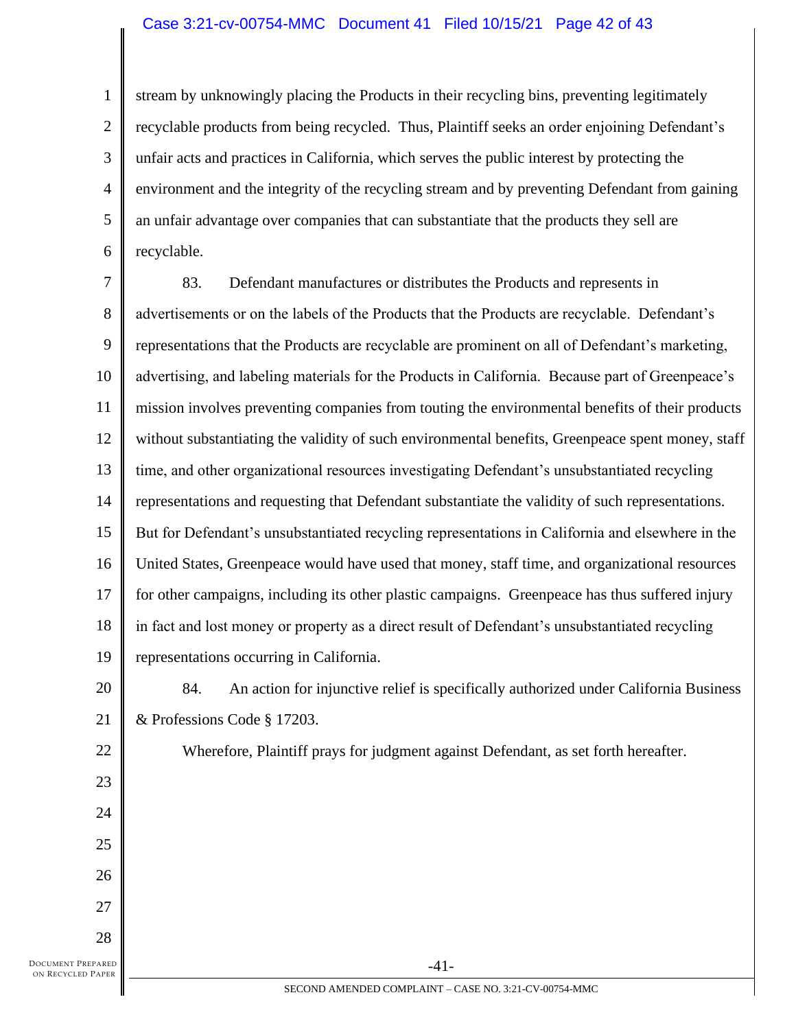stream by unknowingly placing the Products in their recycling bins, preventing legitimately recyclable products from being recycled. Thus, Plaintiff seeks an order enjoining Defendant's unfair acts and practices in California, which serves the public interest by protecting the environment and the integrity of the recycling stream and by preventing Defendant from gaining an unfair advantage over companies that can substantiate that the products they sell are recyclable.

83. Defendant manufactures or distributes the Products and represents in advertisements or on the labels of the Products that the Products are recyclable. Defendant's representations that the Products are recyclable are prominent on all of Defendant's marketing, advertising, and labeling materials for the Products in California. Because part of Greenpeace's mission involves preventing companies from touting the environmental benefits of their products without substantiating the validity of such environmental benefits, Greenpeace spent money, staff time, and other organizational resources investigating Defendant's unsubstantiated recycling representations and requesting that Defendant substantiate the validity of such representations. But for Defendant's unsubstantiated recycling representations in California and elsewhere in the United States, Greenpeace would have used that money, staff time, and organizational resources for other campaigns, including its other plastic campaigns. Greenpeace has thus suffered injury in fact and lost money or property as a direct result of Defendant's unsubstantiated recycling representations occurring in California.

84. An action for injunctive relief is specifically authorized under California Business & Professions Code § 17203.

Wherefore, Plaintiff prays for judgment against Defendant, as set forth hereafter.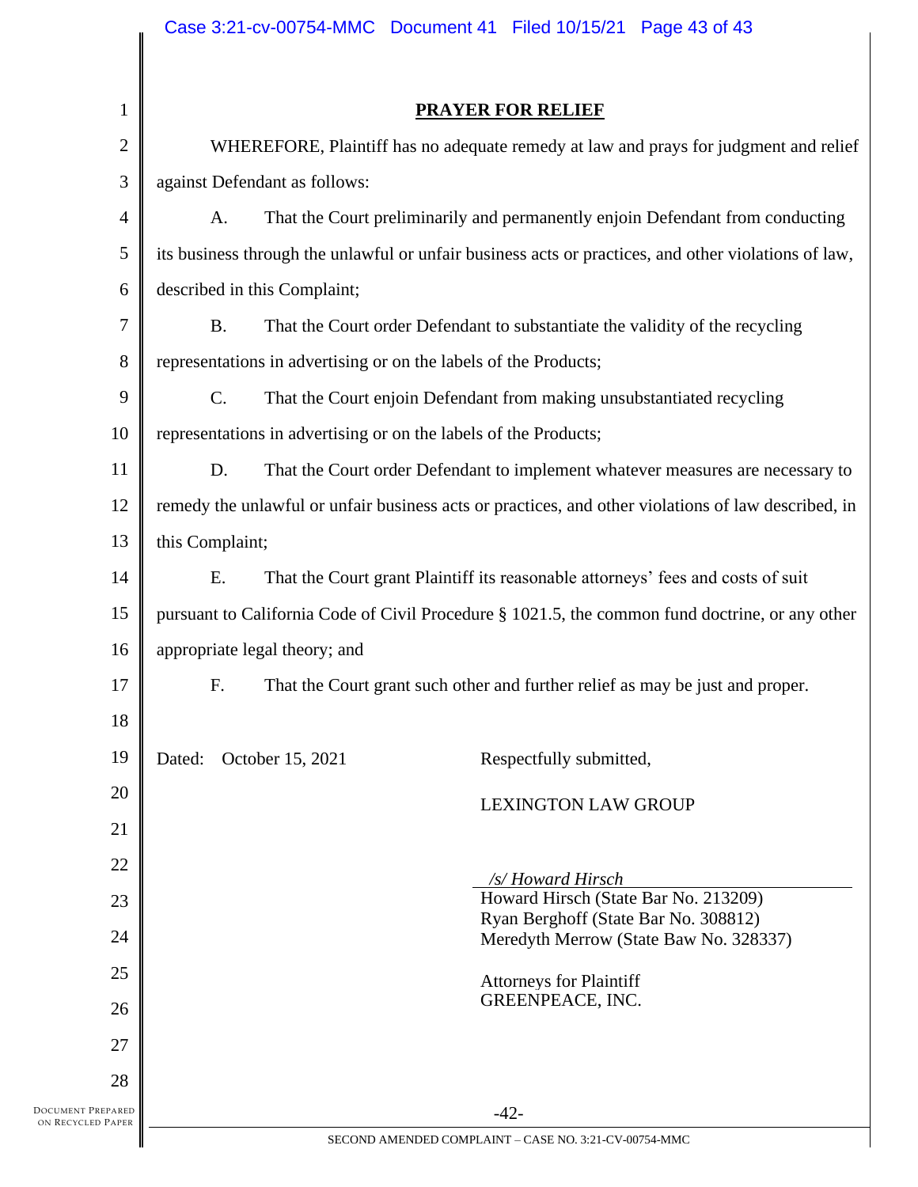## PRAYER FOR RELIEF

WHEREFORE, Plaintiff has no adequate remedy at law and prays for judgment and relief against Defendant as follows:

A. That the Court preliminarily and permanently enjoin Defendant from conducting its business through the unlawful or unfair business acts or practices, and other violations of law, described in this Complaint;

B. That the Court order Defendant to substantiate the validity of the recycling representations in advertising or on the labels of the Products;

C. That the Court enjoin Defendant from making unsubstantiated recycling representations in advertising or on the labels of the Products;

D. That the Court order Defendant to implement whatever measures are necessary to remedy the unlawful or unfair business acts or practices, and other violations of law described, in this Complaint;

E. That the Court grant Plaintiff its reasonable attorneys' fees and costs of suit pursuant to California Code of Civil Procedure § 1021.5, the common fund doctrine, or any other appropriate legal theory; and

F. That the Court grant such other and further relief as may be just and proper.

Dated: October 15, 2021

Respectfully submitted,

LEXINGTON LAW GROUP

*/s/ Howard Hirsch*
Howard Hirsch (State Bar No. 213209)
Ryan Berghoff (State Bar No. 308812)
Meredyth Merrow (State Baw No. 328337)

Attorneys for Plaintiff
GREENPEACE, INC.